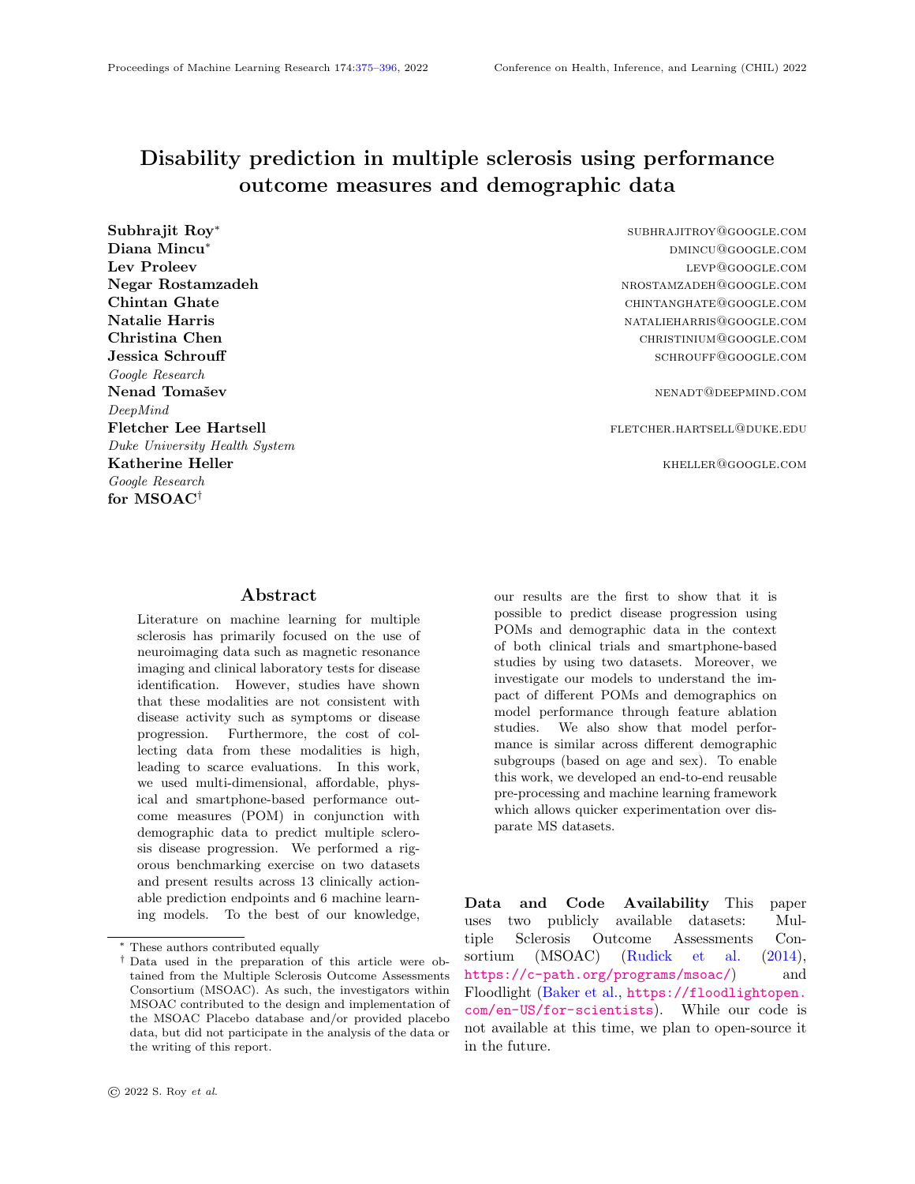# Disability prediction in multiple sclerosis using performance outcome measures and demographic data

**Subhrajit Roy**[*] SUBHRAJITROY@GOOGLE.COM
**Diana Mincu**[*] DMINCU@GOOGLE.COM
**Lev Proleev** LEVP@GOOGLE.COM
**Negar Rostamzadeh** NROSTAMZADEH@GOOGLE.COM
**Chintan Ghate** CHINTANGHATE@GOOGLE.COM
**Natalie Harris** NATALIEHARRIS@GOOGLE.COM
**Christina Chen** CHRISTINIUM@GOOGLE.COM
**Jessica Schrouff** SCHROUFF@GOOGLE.COM
*Google Research*
**Nenad Tomašev** NENADT@DEEPMIND.COM
*DeepMind*
**Fletcher Lee Hartsell** FLETCHER.HARTSELL@DUKE.EDU
*Duke University Health System*
**Katherine Heller** KHELLER@GOOGLE.COM
*Google Research*
**for MSOAC**[†]

## Abstract

Literature on machine learning for multiple sclerosis has primarily focused on the use of neuroimaging data such as magnetic resonance imaging and clinical laboratory tests for disease identification. However, studies have shown that these modalities are not consistent with disease activity such as symptoms or disease progression. Furthermore, the cost of collecting data from these modalities is high, leading to scarce evaluations. In this work, we used multi-dimensional, affordable, physical and smartphone-based performance outcome measures (POM) in conjunction with demographic data to predict multiple sclerosis disease progression. We performed a rigorous benchmarking exercise on two datasets and present results across 13 clinically actionable prediction endpoints and 6 machine learning models. To the best of our knowledge, our results are the first to show that it is possible to predict disease progression using POMs and demographic data in the context of both clinical trials and smartphone-based studies by using two datasets. Moreover, we investigate our models to understand the impact of different POMs and demographics on model performance through feature ablation studies. We also show that model performance is similar across different demographic subgroups (based on age and sex). To enable this work, we developed an end-to-end reusable pre-processing and machine learning framework which allows quicker experimentation over disparate MS datasets.

**Data and Code Availability** This paper uses two publicly available datasets: Multiple Sclerosis Outcome Assessments Consortium (MSOAC) (Rudick et al. (2014), https://c-path.org/programs/msoac/) and Floodlight (Baker et al., https://floodlightopen.com/en-US/for-scientists). While our code is not available at this time, we plan to open-source it in the future.

---

[*] These authors contributed equally

[†] Data used in the preparation of this article were obtained from the Multiple Sclerosis Outcome Assessments Consortium (MSOAC). As such, the investigators within MSOAC contributed to the design and implementation of the MSOAC Placebo database and/or provided placebo data, but did not participate in the analysis of the data or the writing of this report.

© 2022 S. Roy *et al.*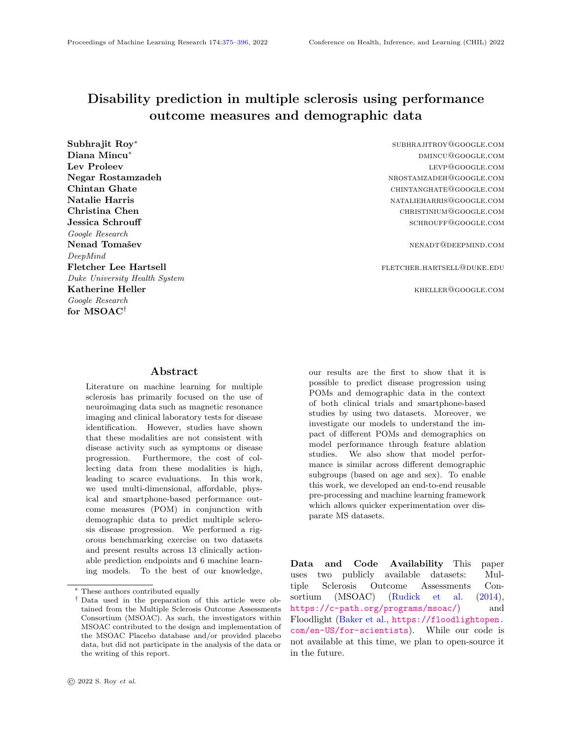# Disability prediction in multiple sclerosis using performance outcome measures and demographic data

**Subhrajit Roy**[*] SUBHRAJITROY@GOOGLE.COM
**Diana Mincu**[*] DMINCU@GOOGLE.COM
**Lev Proleev** LEVP@GOOGLE.COM
**Negar Rostamzadeh** NROSTAMZADEH@GOOGLE.COM
**Chintan Ghate** CHINTANGHATE@GOOGLE.COM
**Natalie Harris** NATALIEHARRIS@GOOGLE.COM
**Christina Chen** CHRISTINIUM@GOOGLE.COM
**Jessica Schrouff** SCHROUFF@GOOGLE.COM
*Google Research*
**Nenad Tomašev** NENADT@DEEPMIND.COM
*DeepMind*
**Fletcher Lee Hartsell** FLETCHER.HARTSELL@DUKE.EDU
*Duke University Health System*
**Katherine Heller** KHELLER@GOOGLE.COM
*Google Research*
**for MSOAC**[†]

## Abstract

Literature on machine learning for multiple sclerosis has primarily focused on the use of neuroimaging data such as magnetic resonance imaging and clinical laboratory tests for disease identification. However, studies have shown that these modalities are not consistent with disease activity such as symptoms or disease progression. Furthermore, the cost of collecting data from these modalities is high, leading to scarce evaluations. In this work, we used multi-dimensional, affordable, physical and smartphone-based performance outcome measures (POM) in conjunction with demographic data to predict multiple sclerosis disease progression. We performed a rigorous benchmarking exercise on two datasets and present results across 13 clinically actionable prediction endpoints and 6 machine learning models. To the best of our knowledge, our results are the first to show that it is possible to predict disease progression using POMs and demographic data in the context of both clinical trials and smartphone-based studies by using two datasets. Moreover, we investigate our models to understand the impact of different POMs and demographics on model performance through feature ablation studies. We also show that model performance is similar across different demographic subgroups (based on age and sex). To enable this work, we developed an end-to-end reusable pre-processing and machine learning framework which allows quicker experimentation over disparate MS datasets.

**Data and Code Availability** This paper uses two publicly available datasets: Multiple Sclerosis Outcome Assessments Consortium (MSOAC) (Rudick et al. (2014), https://c-path.org/programs/msoac/) and Floodlight (Baker et al., https://floodlightopen.com/en-US/for-scientists). While our code is not available at this time, we plan to open-source it in the future.

[*] These authors contributed equally

[†] Data used in the preparation of this article were obtained from the Multiple Sclerosis Outcome Assessments Consortium (MSOAC). As such, the investigators within MSOAC contributed to the design and implementation of the MSOAC Placebo database and/or provided placebo data, but did not participate in the analysis of the data or the writing of this report.

© 2022 S. Roy *et al.*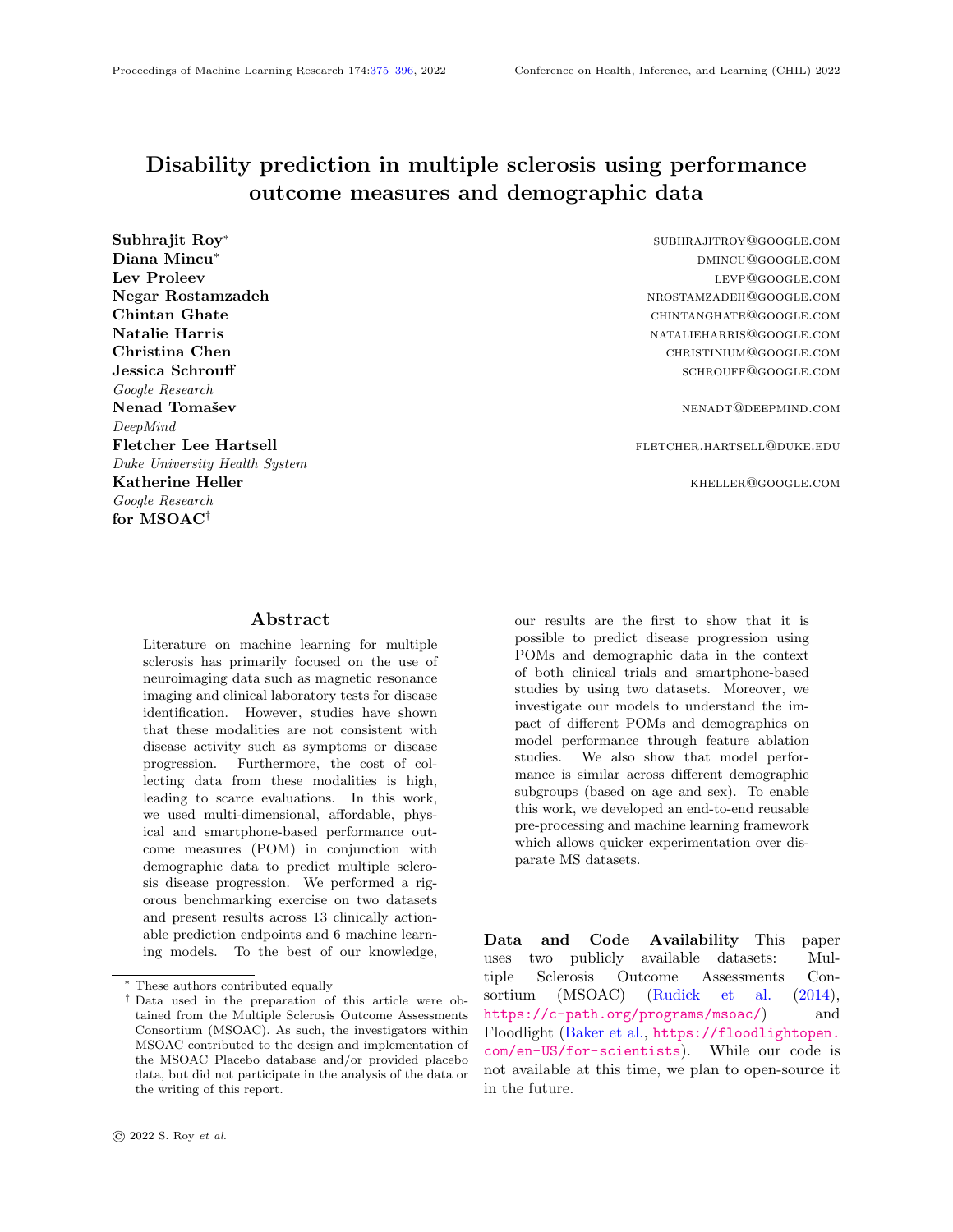# Disability prediction in multiple sclerosis using performance outcome measures and demographic data

**Subhrajit Roy**[*] SUBHRAJITROY@GOOGLE.COM
**Diana Mincu**[*] DMINCU@GOOGLE.COM
**Lev Proleev** LEVP@GOOGLE.COM
**Negar Rostamzadeh** NROSTAMZADEH@GOOGLE.COM
**Chintan Ghate** CHINTANGHATE@GOOGLE.COM
**Natalie Harris** NATALIEHARRIS@GOOGLE.COM
**Christina Chen** CHRISTINIUM@GOOGLE.COM
**Jessica Schrouff** SCHROUFF@GOOGLE.COM
*Google Research*
**Nenad Tomašev** NENADT@DEEPMIND.COM
*DeepMind*
**Fletcher Lee Hartsell** FLETCHER.HARTSELL@DUKE.EDU
*Duke University Health System*
**Katherine Heller** KHELLER@GOOGLE.COM
*Google Research*
**for MSOAC**[†]

## Abstract

Literature on machine learning for multiple sclerosis has primarily focused on the use of neuroimaging data such as magnetic resonance imaging and clinical laboratory tests for disease identification. However, studies have shown that these modalities are not consistent with disease activity such as symptoms or disease progression. Furthermore, the cost of collecting data from these modalities is high, leading to scarce evaluations. In this work, we used multi-dimensional, affordable, physical and smartphone-based performance outcome measures (POM) in conjunction with demographic data to predict multiple sclerosis disease progression. We performed a rigorous benchmarking exercise on two datasets and present results across 13 clinically actionable prediction endpoints and 6 machine learning models. To the best of our knowledge, our results are the first to show that it is possible to predict disease progression using POMs and demographic data in the context of both clinical trials and smartphone-based studies by using two datasets. Moreover, we investigate our models to understand the impact of different POMs and demographics on model performance through feature ablation studies. We also show that model performance is similar across different demographic subgroups (based on age and sex). To enable this work, we developed an end-to-end reusable pre-processing and machine learning framework which allows quicker experimentation over disparate MS datasets.

**Data and Code Availability** This paper uses two publicly available datasets: Multiple Sclerosis Outcome Assessments Consortium (MSOAC) (Rudick et al. (2014), https://c-path.org/programs/msoac/) and Floodlight (Baker et al., https://floodlightopen.com/en-US/for-scientists). While our code is not available at this time, we plan to open-source it in the future.

---

[*] These authors contributed equally

[†] Data used in the preparation of this article were obtained from the Multiple Sclerosis Outcome Assessments Consortium (MSOAC). As such, the investigators within MSOAC contributed to the design and implementation of the MSOAC Placebo database and/or provided placebo data, but did not participate in the analysis of the data or the writing of this report.

© 2022 S. Roy *et al.*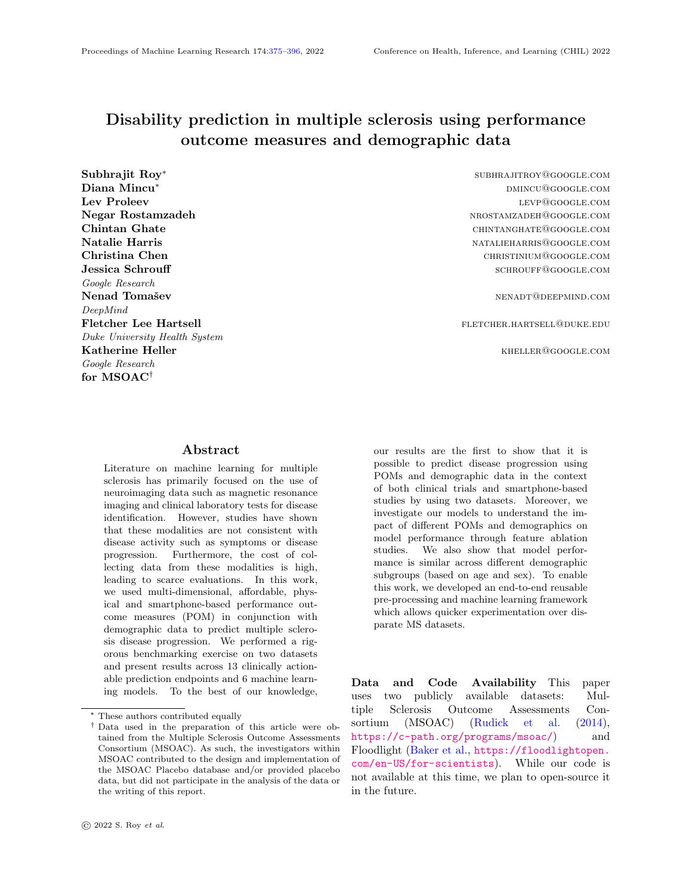# Disability prediction in multiple sclerosis using performance outcome measures and demographic data

**Subhrajit Roy*** SUBHRAJITROY@GOOGLE.COM
**Diana Mincu*** DMINCU@GOOGLE.COM
**Lev Proleev** LEVP@GOOGLE.COM
**Negar Rostamzadeh** NROSTAMZADEH@GOOGLE.COM
**Chintan Ghate** CHINTANGHATE@GOOGLE.COM
**Natalie Harris** NATALIEHARRIS@GOOGLE.COM
**Christina Chen** CHRISTINIUM@GOOGLE.COM
**Jessica Schrouff** SCHROUFF@GOOGLE.COM
*Google Research*
**Nenad Tomašev** NENADT@DEEPMIND.COM
*DeepMind*
**Fletcher Lee Hartsell** FLETCHER.HARTSELL@DUKE.EDU
*Duke University Health System*
**Katherine Heller** KHELLER@GOOGLE.COM
*Google Research*
**for MSOAC**†

## Abstract

Literature on machine learning for multiple sclerosis has primarily focused on the use of neuroimaging data such as magnetic resonance imaging and clinical laboratory tests for disease identification. However, studies have shown that these modalities are not consistent with disease activity such as symptoms or disease progression. Furthermore, the cost of collecting data from these modalities is high, leading to scarce evaluations. In this work, we used multi-dimensional, affordable, physical and smartphone-based performance outcome measures (POM) in conjunction with demographic data to predict multiple sclerosis disease progression. We performed a rigorous benchmarking exercise on two datasets and present results across 13 clinically actionable prediction endpoints and 6 machine learning models. To the best of our knowledge, our results are the first to show that it is possible to predict disease progression using POMs and demographic data in the context of both clinical trials and smartphone-based studies by using two datasets. Moreover, we investigate our models to understand the impact of different POMs and demographics on model performance through feature ablation studies. We also show that model performance is similar across different demographic subgroups (based on age and sex). To enable this work, we developed an end-to-end reusable pre-processing and machine learning framework which allows quicker experimentation over disparate MS datasets.

**Data and Code Availability** This paper uses two publicly available datasets: Multiple Sclerosis Outcome Assessments Consortium (MSOAC) (Rudick et al. (2014), https://c-path.org/programs/msoac/) and Floodlight (Baker et al., https://floodlightopen.com/en-US/for-scientists). While our code is not available at this time, we plan to open-source it in the future.

---

\* These authors contributed equally

† Data used in the preparation of this article were obtained from the Multiple Sclerosis Outcome Assessments Consortium (MSOAC). As such, the investigators within MSOAC contributed to the design and implementation of the MSOAC Placebo database and/or provided placebo data, but did not participate in the analysis of the data or the writing of this report.

© 2022 S. Roy *et al.*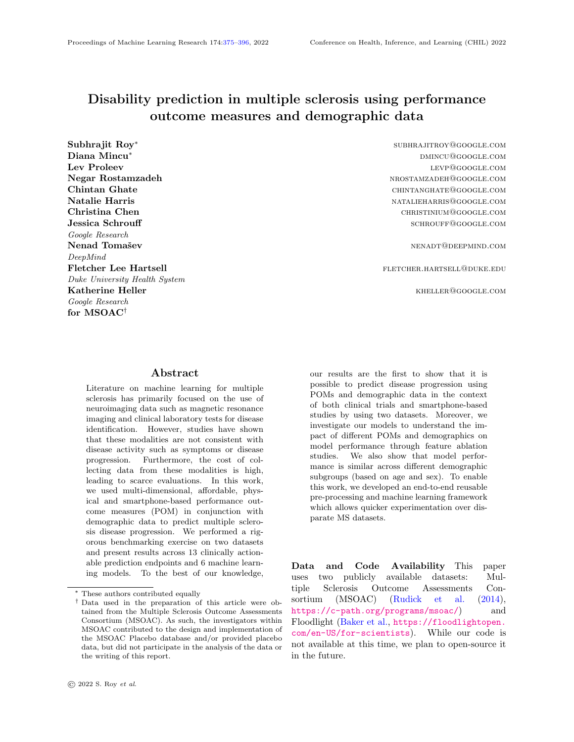# Disability prediction in multiple sclerosis using performance outcome measures and demographic data

**Subhrajit Roy**[*] SUBHRAJITROY@GOOGLE.COM
**Diana Mincu**[*] DMINCU@GOOGLE.COM
**Lev Proleev** LEVP@GOOGLE.COM
**Negar Rostamzadeh** NROSTAMZADEH@GOOGLE.COM
**Chintan Ghate** CHINTANGHATE@GOOGLE.COM
**Natalie Harris** NATALIEHARRIS@GOOGLE.COM
**Christina Chen** CHRISTINIUM@GOOGLE.COM
**Jessica Schrouff** SCHROUFF@GOOGLE.COM
*Google Research*
**Nenad Tomašev** NENADT@DEEPMIND.COM
*DeepMind*
**Fletcher Lee Hartsell** FLETCHER.HARTSELL@DUKE.EDU
*Duke University Health System*
**Katherine Heller** KHELLER@GOOGLE.COM
*Google Research*
**for MSOAC**[†]

## Abstract

Literature on machine learning for multiple sclerosis has primarily focused on the use of neuroimaging data such as magnetic resonance imaging and clinical laboratory tests for disease identification. However, studies have shown that these modalities are not consistent with disease activity such as symptoms or disease progression. Furthermore, the cost of collecting data from these modalities is high, leading to scarce evaluations. In this work, we used multi-dimensional, affordable, physical and smartphone-based performance outcome measures (POM) in conjunction with demographic data to predict multiple sclerosis disease progression. We performed a rigorous benchmarking exercise on two datasets and present results across 13 clinically actionable prediction endpoints and 6 machine learning models. To the best of our knowledge, our results are the first to show that it is possible to predict disease progression using POMs and demographic data in the context of both clinical trials and smartphone-based studies by using two datasets. Moreover, we investigate our models to understand the impact of different POMs and demographics on model performance through feature ablation studies. We also show that model performance is similar across different demographic subgroups (based on age and sex). To enable this work, we developed an end-to-end reusable pre-processing and machine learning framework which allows quicker experimentation over disparate MS datasets.

**Data and Code Availability** This paper uses two publicly available datasets: Multiple Sclerosis Outcome Assessments Consortium (MSOAC) (Rudick et al. (2014), https://c-path.org/programs/msoac/) and Floodlight (Baker et al., https://floodlightopen.com/en-US/for-scientists). While our code is not available at this time, we plan to open-source it in the future.

---

[*] These authors contributed equally

[†] Data used in the preparation of this article were obtained from the Multiple Sclerosis Outcome Assessments Consortium (MSOAC). As such, the investigators within MSOAC contributed to the design and implementation of the MSOAC Placebo database and/or provided placebo data, but did not participate in the analysis of the data or the writing of this report.

© 2022 S. Roy *et al.*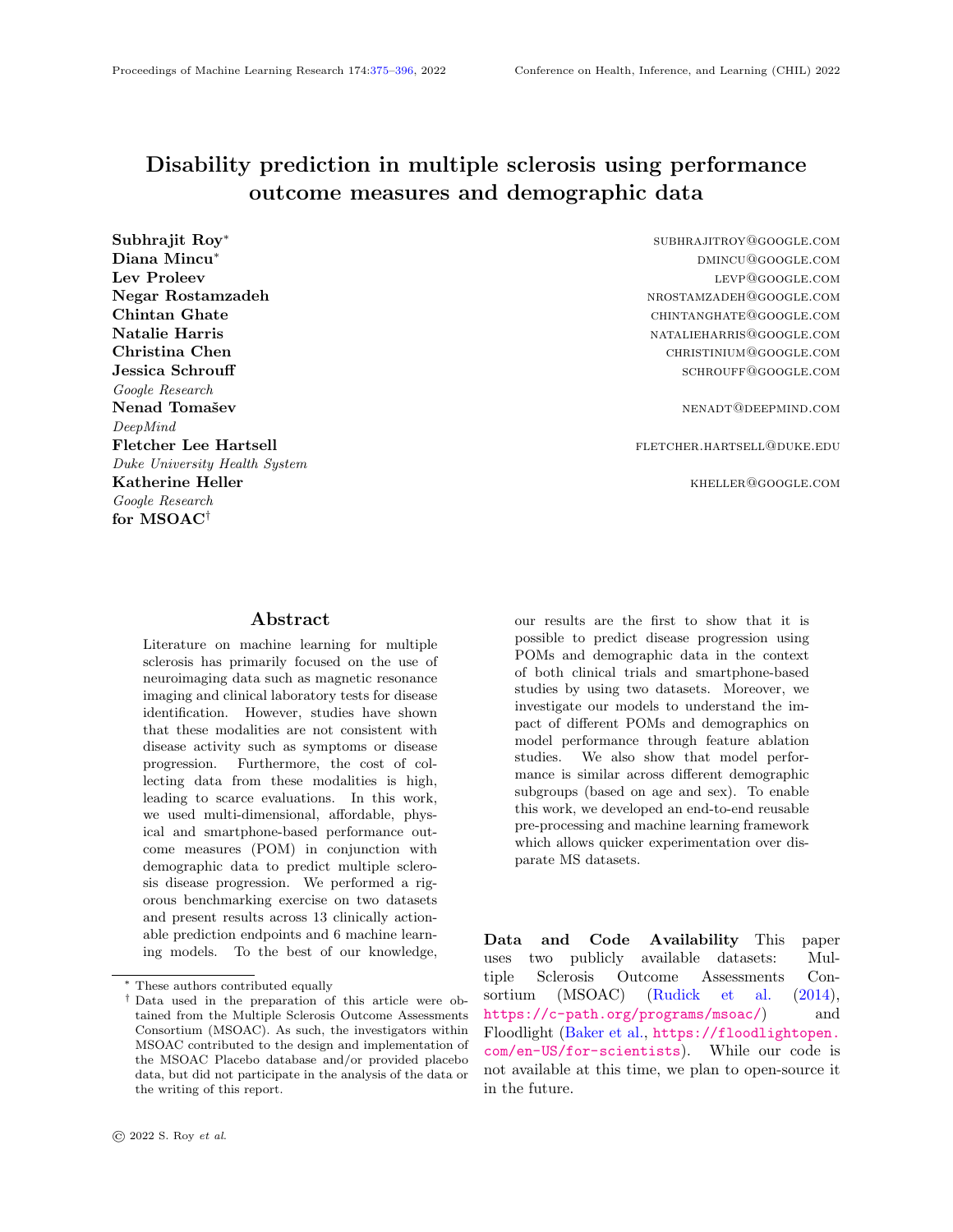# Disability prediction in multiple sclerosis using performance outcome measures and demographic data

**Subhrajit Roy**[*] SUBHRAJITROY@GOOGLE.COM
**Diana Mincu**[*] DMINCU@GOOGLE.COM
**Lev Proleev** LEVP@GOOGLE.COM
**Negar Rostamzadeh** NROSTAMZADEH@GOOGLE.COM
**Chintan Ghate** CHINTANGHATE@GOOGLE.COM
**Natalie Harris** NATALIEHARRIS@GOOGLE.COM
**Christina Chen** CHRISTINIUM@GOOGLE.COM
**Jessica Schrouff** SCHROUFF@GOOGLE.COM
*Google Research*
**Nenad Tomašev** NENADT@DEEPMIND.COM
*DeepMind*
**Fletcher Lee Hartsell** FLETCHER.HARTSELL@DUKE.EDU
*Duke University Health System*
**Katherine Heller** KHELLER@GOOGLE.COM
*Google Research*
**for MSOAC**[†]

## Abstract

Literature on machine learning for multiple sclerosis has primarily focused on the use of neuroimaging data such as magnetic resonance imaging and clinical laboratory tests for disease identification. However, studies have shown that these modalities are not consistent with disease activity such as symptoms or disease progression. Furthermore, the cost of collecting data from these modalities is high, leading to scarce evaluations. In this work, we used multi-dimensional, affordable, physical and smartphone-based performance outcome measures (POM) in conjunction with demographic data to predict multiple sclerosis disease progression. We performed a rigorous benchmarking exercise on two datasets and present results across 13 clinically actionable prediction endpoints and 6 machine learning models. To the best of our knowledge, our results are the first to show that it is possible to predict disease progression using POMs and demographic data in the context of both clinical trials and smartphone-based studies by using two datasets. Moreover, we investigate our models to understand the impact of different POMs and demographics on model performance through feature ablation studies. We also show that model performance is similar across different demographic subgroups (based on age and sex). To enable this work, we developed an end-to-end reusable pre-processing and machine learning framework which allows quicker experimentation over disparate MS datasets.

**Data and Code Availability** This paper uses two publicly available datasets: Multiple Sclerosis Outcome Assessments Consortium (MSOAC) (Rudick et al. (2014), https://c-path.org/programs/msoac/) and Floodlight (Baker et al., https://floodlightopen.com/en-US/for-scientists). While our code is not available at this time, we plan to open-source it in the future.

[*] These authors contributed equally

[†] Data used in the preparation of this article were obtained from the Multiple Sclerosis Outcome Assessments Consortium (MSOAC). As such, the investigators within MSOAC contributed to the design and implementation of the MSOAC Placebo database and/or provided placebo data, but did not participate in the analysis of the data or the writing of this report.

© 2022 S. Roy *et al.*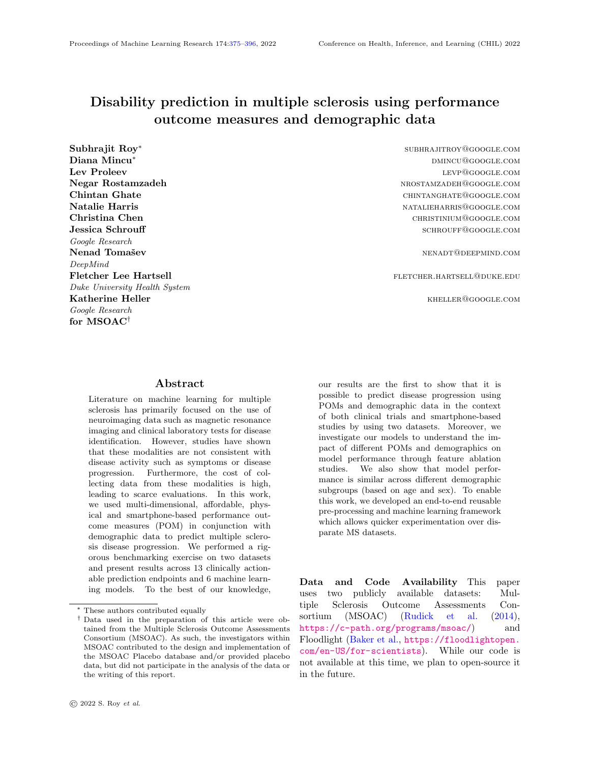# Disability prediction in multiple sclerosis using performance outcome measures and demographic data

**Subhrajit Roy**[*] SUBHRAJITROY@GOOGLE.COM
**Diana Mincu**[*] DMINCU@GOOGLE.COM
**Lev Proleev** LEVP@GOOGLE.COM
**Negar Rostamzadeh** NROSTAMZADEH@GOOGLE.COM
**Chintan Ghate** CHINTANGHATE@GOOGLE.COM
**Natalie Harris** NATALIEHARRIS@GOOGLE.COM
**Christina Chen** CHRISTINIUM@GOOGLE.COM
**Jessica Schrouff** SCHROUFF@GOOGLE.COM
*Google Research*
**Nenad Tomašev** NENADT@DEEPMIND.COM
*DeepMind*
**Fletcher Lee Hartsell** FLETCHER.HARTSELL@DUKE.EDU
*Duke University Health System*
**Katherine Heller** KHELLER@GOOGLE.COM
*Google Research*
**for MSOAC**[†]

## Abstract

Literature on machine learning for multiple sclerosis has primarily focused on the use of neuroimaging data such as magnetic resonance imaging and clinical laboratory tests for disease identification. However, studies have shown that these modalities are not consistent with disease activity such as symptoms or disease progression. Furthermore, the cost of collecting data from these modalities is high, leading to scarce evaluations. In this work, we used multi-dimensional, affordable, physical and smartphone-based performance outcome measures (POM) in conjunction with demographic data to predict multiple sclerosis disease progression. We performed a rigorous benchmarking exercise on two datasets and present results across 13 clinically actionable prediction endpoints and 6 machine learning models. To the best of our knowledge, our results are the first to show that it is possible to predict disease progression using POMs and demographic data in the context of both clinical trials and smartphone-based studies by using two datasets. Moreover, we investigate our models to understand the impact of different POMs and demographics on model performance through feature ablation studies. We also show that model performance is similar across different demographic subgroups (based on age and sex). To enable this work, we developed an end-to-end reusable pre-processing and machine learning framework which allows quicker experimentation over disparate MS datasets.

**Data and Code Availability** This paper uses two publicly available datasets: Multiple Sclerosis Outcome Assessments Consortium (MSOAC) (Rudick et al. (2014), https://c-path.org/programs/msoac/) and Floodlight (Baker et al., https://floodlightopen.com/en-US/for-scientists). While our code is not available at this time, we plan to open-source it in the future.

[*] These authors contributed equally

[†] Data used in the preparation of this article were obtained from the Multiple Sclerosis Outcome Assessments Consortium (MSOAC). As such, the investigators within MSOAC contributed to the design and implementation of the MSOAC Placebo database and/or provided placebo data, but did not participate in the analysis of the data or the writing of this report.

© 2022 S. Roy *et al.*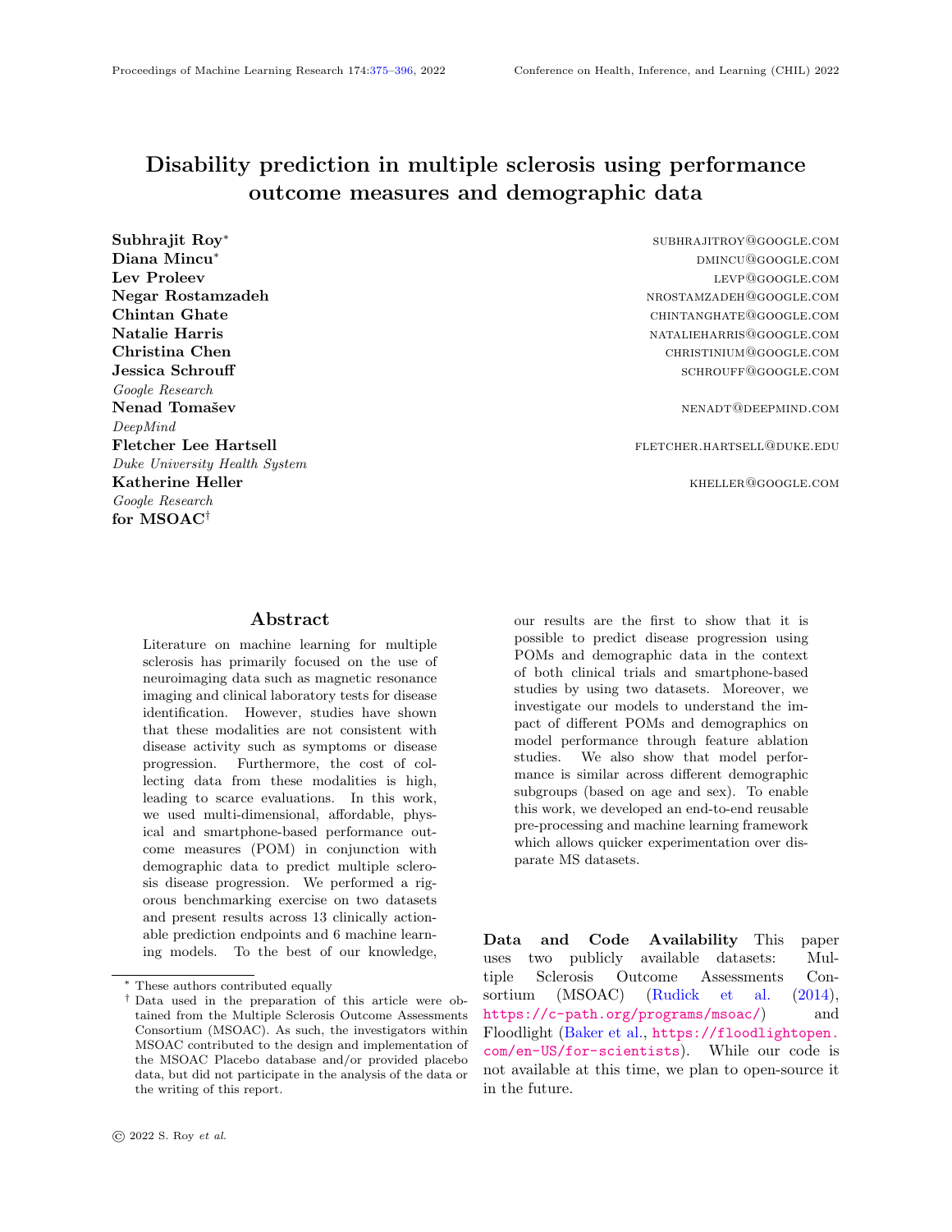# Disability prediction in multiple sclerosis using performance outcome measures and demographic data

**Subhrajit Roy**[*] SUBHRAJITROY@GOOGLE.COM
**Diana Mincu**[*] DMINCU@GOOGLE.COM
**Lev Proleev** LEVP@GOOGLE.COM
**Negar Rostamzadeh** NROSTAMZADEH@GOOGLE.COM
**Chintan Ghate** CHINTANGHATE@GOOGLE.COM
**Natalie Harris** NATALIEHARRIS@GOOGLE.COM
**Christina Chen** CHRISTINIUM@GOOGLE.COM
**Jessica Schrouff** SCHROUFF@GOOGLE.COM
*Google Research*
**Nenad Tomašev** NENADT@DEEPMIND.COM
*DeepMind*
**Fletcher Lee Hartsell** FLETCHER.HARTSELL@DUKE.EDU
*Duke University Health System*
**Katherine Heller** KHELLER@GOOGLE.COM
*Google Research*
**for MSOAC**[†]

## Abstract

Literature on machine learning for multiple sclerosis has primarily focused on the use of neuroimaging data such as magnetic resonance imaging and clinical laboratory tests for disease identification. However, studies have shown that these modalities are not consistent with disease activity such as symptoms or disease progression. Furthermore, the cost of collecting data from these modalities is high, leading to scarce evaluations. In this work, we used multi-dimensional, affordable, physical and smartphone-based performance outcome measures (POM) in conjunction with demographic data to predict multiple sclerosis disease progression. We performed a rigorous benchmarking exercise on two datasets and present results across 13 clinically actionable prediction endpoints and 6 machine learning models. To the best of our knowledge, our results are the first to show that it is possible to predict disease progression using POMs and demographic data in the context of both clinical trials and smartphone-based studies by using two datasets. Moreover, we investigate our models to understand the impact of different POMs and demographics on model performance through feature ablation studies. We also show that model performance is similar across different demographic subgroups (based on age and sex). To enable this work, we developed an end-to-end reusable pre-processing and machine learning framework which allows quicker experimentation over disparate MS datasets.

**Data and Code Availability** This paper uses two publicly available datasets: Multiple Sclerosis Outcome Assessments Consortium (MSOAC) (Rudick et al. (2014), https://c-path.org/programs/msoac/) and Floodlight (Baker et al., https://floodlightopen.com/en-US/for-scientists). While our code is not available at this time, we plan to open-source it in the future.

[*] These authors contributed equally

[†] Data used in the preparation of this article were obtained from the Multiple Sclerosis Outcome Assessments Consortium (MSOAC). As such, the investigators within MSOAC contributed to the design and implementation of the MSOAC Placebo database and/or provided placebo data, but did not participate in the analysis of the data or the writing of this report.

© 2022 S. Roy *et al.*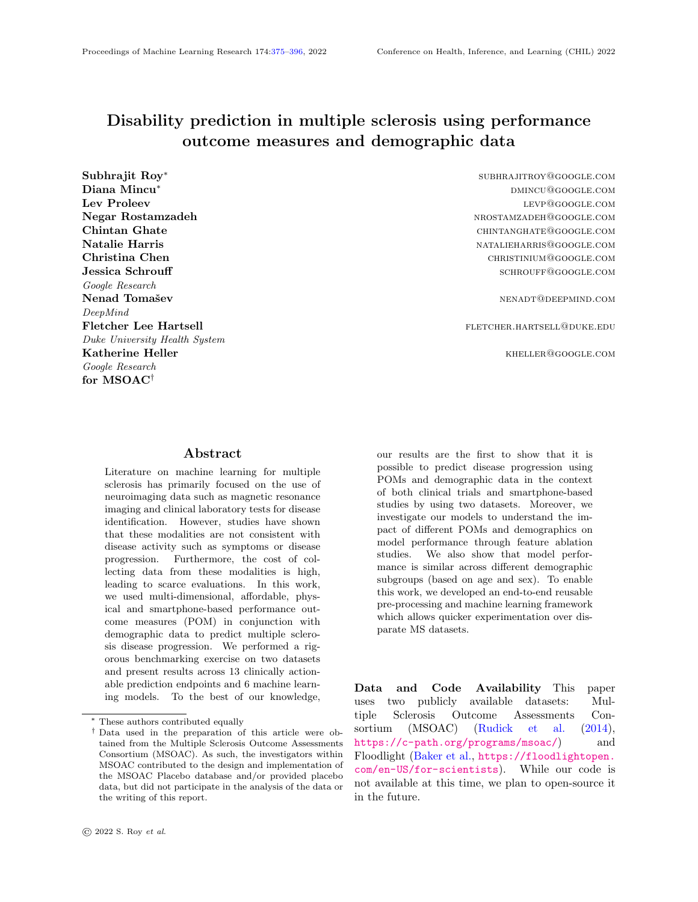# Disability prediction in multiple sclerosis using performance outcome measures and demographic data

**Subhrajit Roy**[*] subhrajitroy@google.com
**Diana Mincu**[*] dmincu@google.com
**Lev Proleev** levp@google.com
**Negar Rostamzadeh** nrostamzadeh@google.com
**Chintan Ghate** chintanghate@google.com
**Natalie Harris** natalieharris@google.com
**Christina Chen** christinium@google.com
**Jessica Schrouff** schrouff@google.com
*Google Research*
**Nenad Tomašev** nenadt@deepmind.com
*DeepMind*
**Fletcher Lee Hartsell** fletcher.hartsell@duke.edu
*Duke University Health System*
**Katherine Heller** kheller@google.com
*Google Research*
**for MSOAC**[†]

## Abstract

Literature on machine learning for multiple sclerosis has primarily focused on the use of neuroimaging data such as magnetic resonance imaging and clinical laboratory tests for disease identification. However, studies have shown that these modalities are not consistent with disease activity such as symptoms or disease progression. Furthermore, the cost of collecting data from these modalities is high, leading to scarce evaluations. In this work, we used multi-dimensional, affordable, physical and smartphone-based performance outcome measures (POM) in conjunction with demographic data to predict multiple sclerosis disease progression. We performed a rigorous benchmarking exercise on two datasets and present results across 13 clinically actionable prediction endpoints and 6 machine learning models. To the best of our knowledge, our results are the first to show that it is possible to predict disease progression using POMs and demographic data in the context of both clinical trials and smartphone-based studies by using two datasets. Moreover, we investigate our models to understand the impact of different POMs and demographics on model performance through feature ablation studies. We also show that model performance is similar across different demographic subgroups (based on age and sex). To enable this work, we developed an end-to-end reusable pre-processing and machine learning framework which allows quicker experimentation over disparate MS datasets.

**Data and Code Availability** This paper uses two publicly available datasets: Multiple Sclerosis Outcome Assessments Consortium (MSOAC) (Rudick et al. (2014), https://c-path.org/programs/msoac/) and Floodlight (Baker et al., https://floodlightopen.com/en-US/for-scientists). While our code is not available at this time, we plan to open-source it in the future.

[*] These authors contributed equally

[†] Data used in the preparation of this article were obtained from the Multiple Sclerosis Outcome Assessments Consortium (MSOAC). As such, the investigators within MSOAC contributed to the design and implementation of the MSOAC Placebo database and/or provided placebo data, but did not participate in the analysis of the data or the writing of this report.

© 2022 S. Roy *et al.*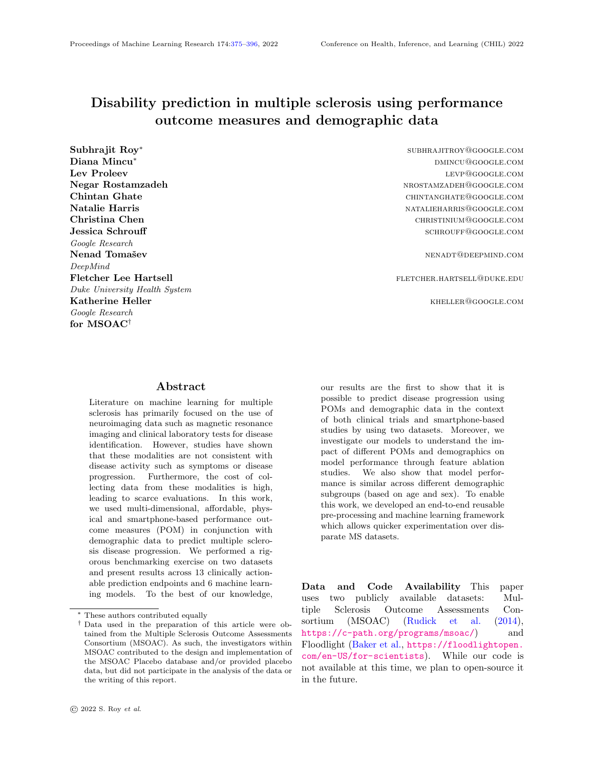# Disability prediction in multiple sclerosis using performance outcome measures and demographic data

**Subhrajit Roy**[*] SUBHRAJITROY@GOOGLE.COM
**Diana Mincu**[*] DMINCU@GOOGLE.COM
**Lev Proleev** LEVP@GOOGLE.COM
**Negar Rostamzadeh** NROSTAMZADEH@GOOGLE.COM
**Chintan Ghate** CHINTANGHATE@GOOGLE.COM
**Natalie Harris** NATALIEHARRIS@GOOGLE.COM
**Christina Chen** CHRISTINIUM@GOOGLE.COM
**Jessica Schrouff** SCHROUFF@GOOGLE.COM
*Google Research*
**Nenad Tomašev** NENADT@DEEPMIND.COM
*DeepMind*
**Fletcher Lee Hartsell** FLETCHER.HARTSELL@DUKE.EDU
*Duke University Health System*
**Katherine Heller** KHELLER@GOOGLE.COM
*Google Research*
**for MSOAC**[†]

## Abstract

Literature on machine learning for multiple sclerosis has primarily focused on the use of neuroimaging data such as magnetic resonance imaging and clinical laboratory tests for disease identification. However, studies have shown that these modalities are not consistent with disease activity such as symptoms or disease progression. Furthermore, the cost of collecting data from these modalities is high, leading to scarce evaluations. In this work, we used multi-dimensional, affordable, physical and smartphone-based performance outcome measures (POM) in conjunction with demographic data to predict multiple sclerosis disease progression. We performed a rigorous benchmarking exercise on two datasets and present results across 13 clinically actionable prediction endpoints and 6 machine learning models. To the best of our knowledge, our results are the first to show that it is possible to predict disease progression using POMs and demographic data in the context of both clinical trials and smartphone-based studies by using two datasets. Moreover, we investigate our models to understand the impact of different POMs and demographics on model performance through feature ablation studies. We also show that model performance is similar across different demographic subgroups (based on age and sex). To enable this work, we developed an end-to-end reusable pre-processing and machine learning framework which allows quicker experimentation over disparate MS datasets.

**Data and Code Availability** This paper uses two publicly available datasets: Multiple Sclerosis Outcome Assessments Consortium (MSOAC) (Rudick et al. (2014), https://c-path.org/programs/msoac/) and Floodlight (Baker et al., https://floodlightopen.com/en-US/for-scientists). While our code is not available at this time, we plan to open-source it in the future.

[*] These authors contributed equally

[†] Data used in the preparation of this article were obtained from the Multiple Sclerosis Outcome Assessments Consortium (MSOAC). As such, the investigators within MSOAC contributed to the design and implementation of the MSOAC Placebo database and/or provided placebo data, but did not participate in the analysis of the data or the writing of this report.

© 2022 S. Roy *et al.*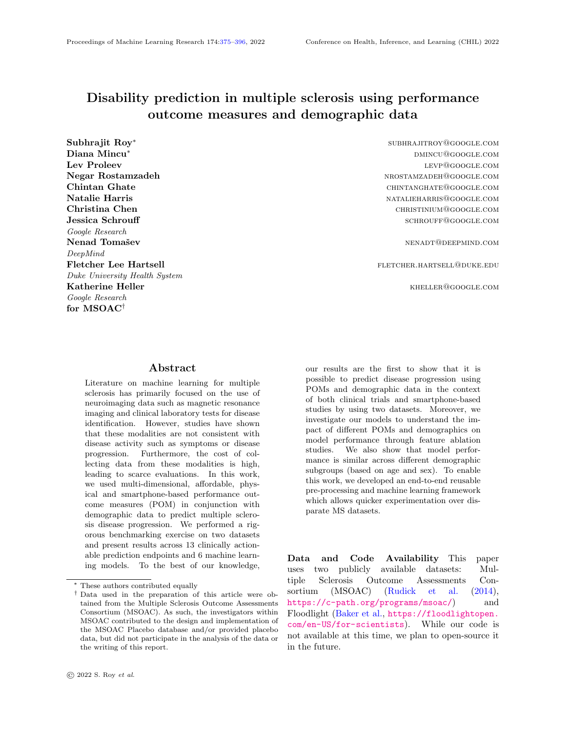# Disability prediction in multiple sclerosis using performance outcome measures and demographic data

**Subhrajit Roy*** SUBHRAJITROY@GOOGLE.COM
**Diana Mincu*** DMINCU@GOOGLE.COM
**Lev Proleev** LEVP@GOOGLE.COM
**Negar Rostamzadeh** NROSTAMZADEH@GOOGLE.COM
**Chintan Ghate** CHINTANGHATE@GOOGLE.COM
**Natalie Harris** NATALIEHARRIS@GOOGLE.COM
**Christina Chen** CHRISTINIUM@GOOGLE.COM
**Jessica Schrouff** SCHROUFF@GOOGLE.COM
*Google Research*
**Nenad Tomašev** NENADT@DEEPMIND.COM
*DeepMind*
**Fletcher Lee Hartsell** FLETCHER.HARTSELL@DUKE.EDU
*Duke University Health System*
**Katherine Heller** KHELLER@GOOGLE.COM
*Google Research*
**for MSOAC†**

## Abstract

Literature on machine learning for multiple sclerosis has primarily focused on the use of neuroimaging data such as magnetic resonance imaging and clinical laboratory tests for disease identification. However, studies have shown that these modalities are not consistent with disease activity such as symptoms or disease progression. Furthermore, the cost of collecting data from these modalities is high, leading to scarce evaluations. In this work, we used multi-dimensional, affordable, physical and smartphone-based performance outcome measures (POM) in conjunction with demographic data to predict multiple sclerosis disease progression. We performed a rigorous benchmarking exercise on two datasets and present results across 13 clinically actionable prediction endpoints and 6 machine learning models. To the best of our knowledge, our results are the first to show that it is possible to predict disease progression using POMs and demographic data in the context of both clinical trials and smartphone-based studies by using two datasets. Moreover, we investigate our models to understand the impact of different POMs and demographics on model performance through feature ablation studies. We also show that model performance is similar across different demographic subgroups (based on age and sex). To enable this work, we developed an end-to-end reusable pre-processing and machine learning framework which allows quicker experimentation over disparate MS datasets.

**Data and Code Availability** This paper uses two publicly available datasets: Multiple Sclerosis Outcome Assessments Consortium (MSOAC) (Rudick et al. (2014), https://c-path.org/programs/msoac/) and Floodlight (Baker et al., https://floodlightopen.com/en-US/for-scientists). While our code is not available at this time, we plan to open-source it in the future.

---

* These authors contributed equally

† Data used in the preparation of this article were obtained from the Multiple Sclerosis Outcome Assessments Consortium (MSOAC). As such, the investigators within MSOAC contributed to the design and implementation of the MSOAC Placebo database and/or provided placebo data, but did not participate in the analysis of the data or the writing of this report.

© 2022 S. Roy *et al.*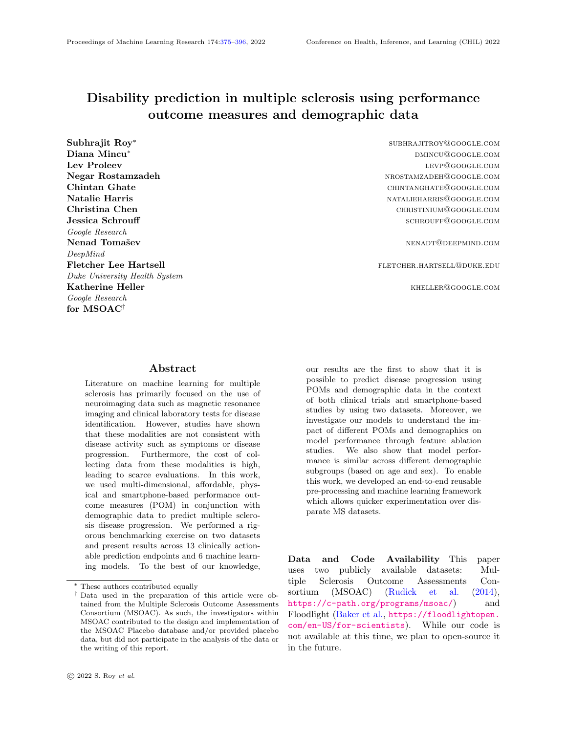# Disability prediction in multiple sclerosis using performance outcome measures and demographic data

**Subhrajit Roy**[*] SUBHRAJITROY@GOOGLE.COM
**Diana Mincu**[*] DMINCU@GOOGLE.COM
**Lev Proleev** LEVP@GOOGLE.COM
**Negar Rostamzadeh** NROSTAMZADEH@GOOGLE.COM
**Chintan Ghate** CHINTANGHATE@GOOGLE.COM
**Natalie Harris** NATALIEHARRIS@GOOGLE.COM
**Christina Chen** CHRISTINIUM@GOOGLE.COM
**Jessica Schrouff** SCHROUFF@GOOGLE.COM
*Google Research*
**Nenad Tomašev** NENADT@DEEPMIND.COM
*DeepMind*
**Fletcher Lee Hartsell** FLETCHER.HARTSELL@DUKE.EDU
*Duke University Health System*
**Katherine Heller** KHELLER@GOOGLE.COM
*Google Research*
**for MSOAC**[†]

## Abstract

Literature on machine learning for multiple sclerosis has primarily focused on the use of neuroimaging data such as magnetic resonance imaging and clinical laboratory tests for disease identification. However, studies have shown that these modalities are not consistent with disease activity such as symptoms or disease progression. Furthermore, the cost of collecting data from these modalities is high, leading to scarce evaluations. In this work, we used multi-dimensional, affordable, physical and smartphone-based performance outcome measures (POM) in conjunction with demographic data to predict multiple sclerosis disease progression. We performed a rigorous benchmarking exercise on two datasets and present results across 13 clinically actionable prediction endpoints and 6 machine learning models. To the best of our knowledge, our results are the first to show that it is possible to predict disease progression using POMs and demographic data in the context of both clinical trials and smartphone-based studies by using two datasets. Moreover, we investigate our models to understand the impact of different POMs and demographics on model performance through feature ablation studies. We also show that model performance is similar across different demographic subgroups (based on age and sex). To enable this work, we developed an end-to-end reusable pre-processing and machine learning framework which allows quicker experimentation over disparate MS datasets.

**Data and Code Availability** This paper uses two publicly available datasets: Multiple Sclerosis Outcome Assessments Consortium (MSOAC) (Rudick et al. (2014), https://c-path.org/programs/msoac/) and Floodlight (Baker et al., https://floodlightopen.com/en-US/for-scientists). While our code is not available at this time, we plan to open-source it in the future.

[*] These authors contributed equally

[†] Data used in the preparation of this article were obtained from the Multiple Sclerosis Outcome Assessments Consortium (MSOAC). As such, the investigators within MSOAC contributed to the design and implementation of the MSOAC Placebo database and/or provided placebo data, but did not participate in the analysis of the data or the writing of this report.

© 2022 S. Roy *et al.*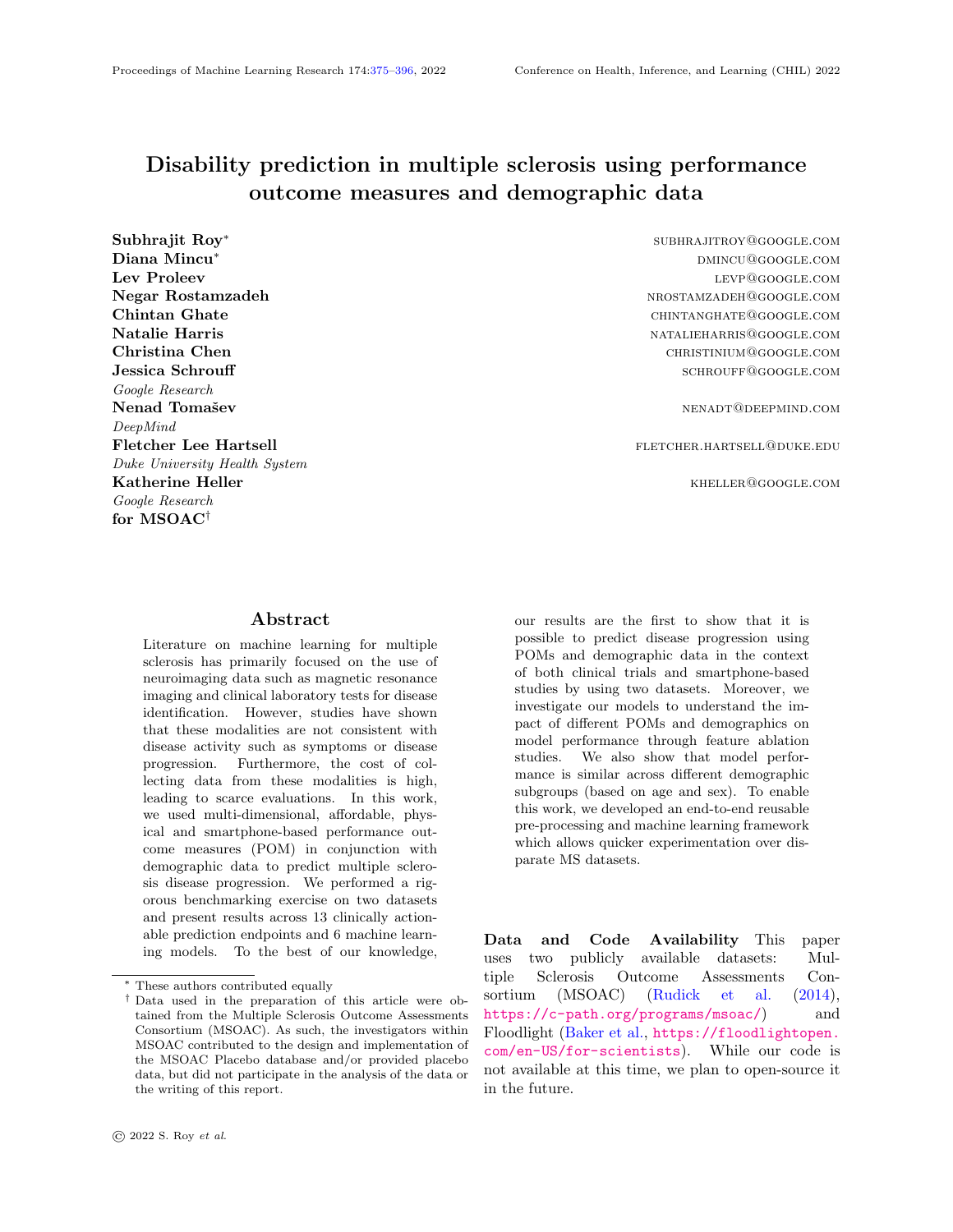# Disability prediction in multiple sclerosis using performance outcome measures and demographic data

**Subhrajit Roy**[*] SUBHRAJITROY@GOOGLE.COM
**Diana Mincu**[*] DMINCU@GOOGLE.COM
**Lev Proleev** LEVP@GOOGLE.COM
**Negar Rostamzadeh** NROSTAMZADEH@GOOGLE.COM
**Chintan Ghate** CHINTANGHATE@GOOGLE.COM
**Natalie Harris** NATALIEHARRIS@GOOGLE.COM
**Christina Chen** CHRISTINIUM@GOOGLE.COM
**Jessica Schrouff** SCHROUFF@GOOGLE.COM
*Google Research*
**Nenad Tomašev** NENADT@DEEPMIND.COM
*DeepMind*
**Fletcher Lee Hartsell** FLETCHER.HARTSELL@DUKE.EDU
*Duke University Health System*
**Katherine Heller** KHELLER@GOOGLE.COM
*Google Research*
**for MSOAC**[†]

## Abstract

Literature on machine learning for multiple sclerosis has primarily focused on the use of neuroimaging data such as magnetic resonance imaging and clinical laboratory tests for disease identification. However, studies have shown that these modalities are not consistent with disease activity such as symptoms or disease progression. Furthermore, the cost of collecting data from these modalities is high, leading to scarce evaluations. In this work, we used multi-dimensional, affordable, physical and smartphone-based performance outcome measures (POM) in conjunction with demographic data to predict multiple sclerosis disease progression. We performed a rigorous benchmarking exercise on two datasets and present results across 13 clinically actionable prediction endpoints and 6 machine learning models. To the best of our knowledge, our results are the first to show that it is possible to predict disease progression using POMs and demographic data in the context of both clinical trials and smartphone-based studies by using two datasets. Moreover, we investigate our models to understand the impact of different POMs and demographics on model performance through feature ablation studies. We also show that model performance is similar across different demographic subgroups (based on age and sex). To enable this work, we developed an end-to-end reusable pre-processing and machine learning framework which allows quicker experimentation over disparate MS datasets.

**Data and Code Availability** This paper uses two publicly available datasets: Multiple Sclerosis Outcome Assessments Consortium (MSOAC) (Rudick et al. (2014), https://c-path.org/programs/msoac/) and Floodlight (Baker et al., https://floodlightopen.com/en-US/for-scientists). While our code is not available at this time, we plan to open-source it in the future.

[*] These authors contributed equally

[†] Data used in the preparation of this article were obtained from the Multiple Sclerosis Outcome Assessments Consortium (MSOAC). As such, the investigators within MSOAC contributed to the design and implementation of the MSOAC Placebo database and/or provided placebo data, but did not participate in the analysis of the data or the writing of this report.

© 2022 S. Roy *et al.*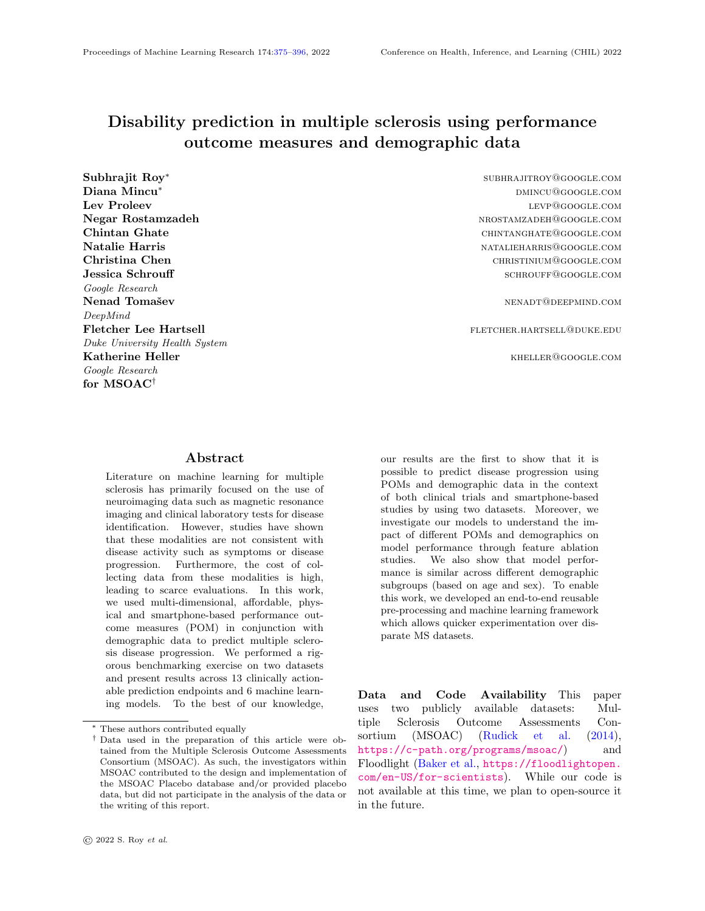# Disability prediction in multiple sclerosis using performance outcome measures and demographic data

**Subhrajit Roy***  SUBHRAJITROY@GOOGLE.COM
**Diana Mincu***  DMINCU@GOOGLE.COM
**Lev Proleev**  LEVP@GOOGLE.COM
**Negar Rostamzadeh**  NROSTAMZADEH@GOOGLE.COM
**Chintan Ghate**  CHINTANGHATE@GOOGLE.COM
**Natalie Harris**  NATALIEHARRIS@GOOGLE.COM
**Christina Chen**  CHRISTINIUM@GOOGLE.COM
**Jessica Schrouff**  SCHROUFF@GOOGLE.COM
*Google Research*
**Nenad Tomašev**  NENADT@DEEPMIND.COM
*DeepMind*
**Fletcher Lee Hartsell**  FLETCHER.HARTSELL@DUKE.EDU
*Duke University Health System*
**Katherine Heller**  KHELLER@GOOGLE.COM
*Google Research*
**for MSOAC†**

## Abstract

Literature on machine learning for multiple sclerosis has primarily focused on the use of neuroimaging data such as magnetic resonance imaging and clinical laboratory tests for disease identification. However, studies have shown that these modalities are not consistent with disease activity such as symptoms or disease progression. Furthermore, the cost of collecting data from these modalities is high, leading to scarce evaluations. In this work, we used multi-dimensional, affordable, physical and smartphone-based performance outcome measures (POM) in conjunction with demographic data to predict multiple sclerosis disease progression. We performed a rigorous benchmarking exercise on two datasets and present results across 13 clinically actionable prediction endpoints and 6 machine learning models. To the best of our knowledge, our results are the first to show that it is possible to predict disease progression using POMs and demographic data in the context of both clinical trials and smartphone-based studies by using two datasets. Moreover, we investigate our models to understand the impact of different POMs and demographics on model performance through feature ablation studies. We also show that model performance is similar across different demographic subgroups (based on age and sex). To enable this work, we developed an end-to-end reusable pre-processing and machine learning framework which allows quicker experimentation over disparate MS datasets.

**Data and Code Availability** This paper uses two publicly available datasets: Multiple Sclerosis Outcome Assessments Consortium (MSOAC) (Rudick et al. (2014), https://c-path.org/programs/msoac/) and Floodlight (Baker et al., https://floodlightopen.com/en-US/for-scientists). While our code is not available at this time, we plan to open-source it in the future.

\* These authors contributed equally

† Data used in the preparation of this article were obtained from the Multiple Sclerosis Outcome Assessments Consortium (MSOAC). As such, the investigators within MSOAC contributed to the design and implementation of the MSOAC Placebo database and/or provided placebo data, but did not participate in the analysis of the data or the writing of this report.

© 2022 S. Roy *et al.*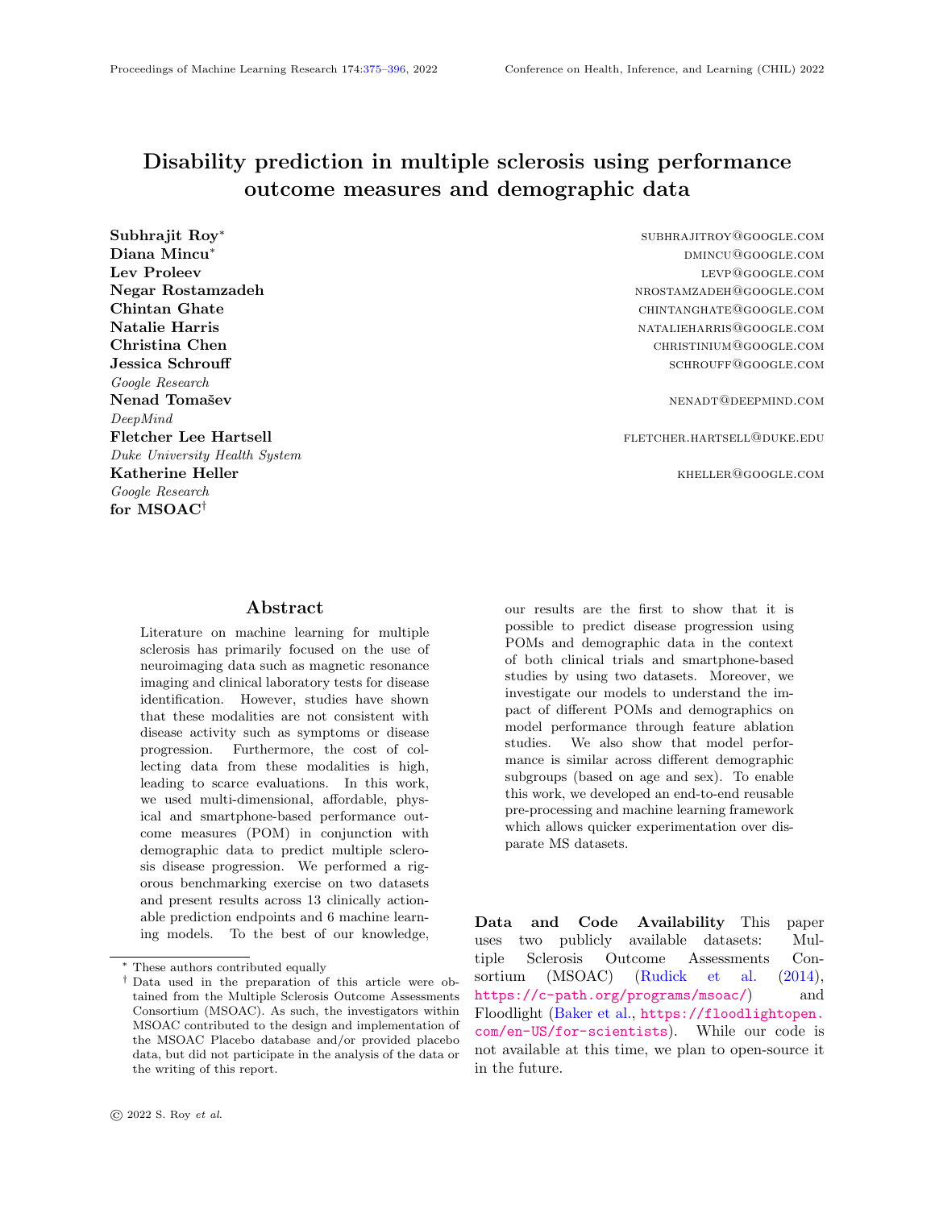# Disability prediction in multiple sclerosis using performance outcome measures and demographic data

**Subhrajit Roy**\* SUBHRAJITROY@GOOGLE.COM
**Diana Mincu**\* DMINCU@GOOGLE.COM
**Lev Proleev** LEVP@GOOGLE.COM
**Negar Rostamzadeh** NROSTAMZADEH@GOOGLE.COM
**Chintan Ghate** CHINTANGHATE@GOOGLE.COM
**Natalie Harris** NATALIEHARRIS@GOOGLE.COM
**Christina Chen** CHRISTINIUM@GOOGLE.COM
**Jessica Schrouff** SCHROUFF@GOOGLE.COM
*Google Research*
**Nenad Tomašev** NENADT@DEEPMIND.COM
*DeepMind*
**Fletcher Lee Hartsell** FLETCHER.HARTSELL@DUKE.EDU
*Duke University Health System*
**Katherine Heller** KHELLER@GOOGLE.COM
*Google Research*
**for MSOAC**†

## Abstract

Literature on machine learning for multiple sclerosis has primarily focused on the use of neuroimaging data such as magnetic resonance imaging and clinical laboratory tests for disease identification. However, studies have shown that these modalities are not consistent with disease activity such as symptoms or disease progression. Furthermore, the cost of collecting data from these modalities is high, leading to scarce evaluations. In this work, we used multi-dimensional, affordable, physical and smartphone-based performance outcome measures (POM) in conjunction with demographic data to predict multiple sclerosis disease progression. We performed a rigorous benchmarking exercise on two datasets and present results across 13 clinically actionable prediction endpoints and 6 machine learning models. To the best of our knowledge, our results are the first to show that it is possible to predict disease progression using POMs and demographic data in the context of both clinical trials and smartphone-based studies by using two datasets. Moreover, we investigate our models to understand the impact of different POMs and demographics on model performance through feature ablation studies. We also show that model performance is similar across different demographic subgroups (based on age and sex). To enable this work, we developed an end-to-end reusable pre-processing and machine learning framework which allows quicker experimentation over disparate MS datasets.

**Data and Code Availability** This paper uses two publicly available datasets: Multiple Sclerosis Outcome Assessments Consortium (MSOAC) (Rudick et al. (2014), https://c-path.org/programs/msoac/) and Floodlight (Baker et al., https://floodlightopen.com/en-US/for-scientists). While our code is not available at this time, we plan to open-source it in the future.

\* These authors contributed equally

† Data used in the preparation of this article were obtained from the Multiple Sclerosis Outcome Assessments Consortium (MSOAC). As such, the investigators within MSOAC contributed to the design and implementation of the MSOAC Placebo database and/or provided placebo data, but did not participate in the analysis of the data or the writing of this report.

© 2022 S. Roy *et al.*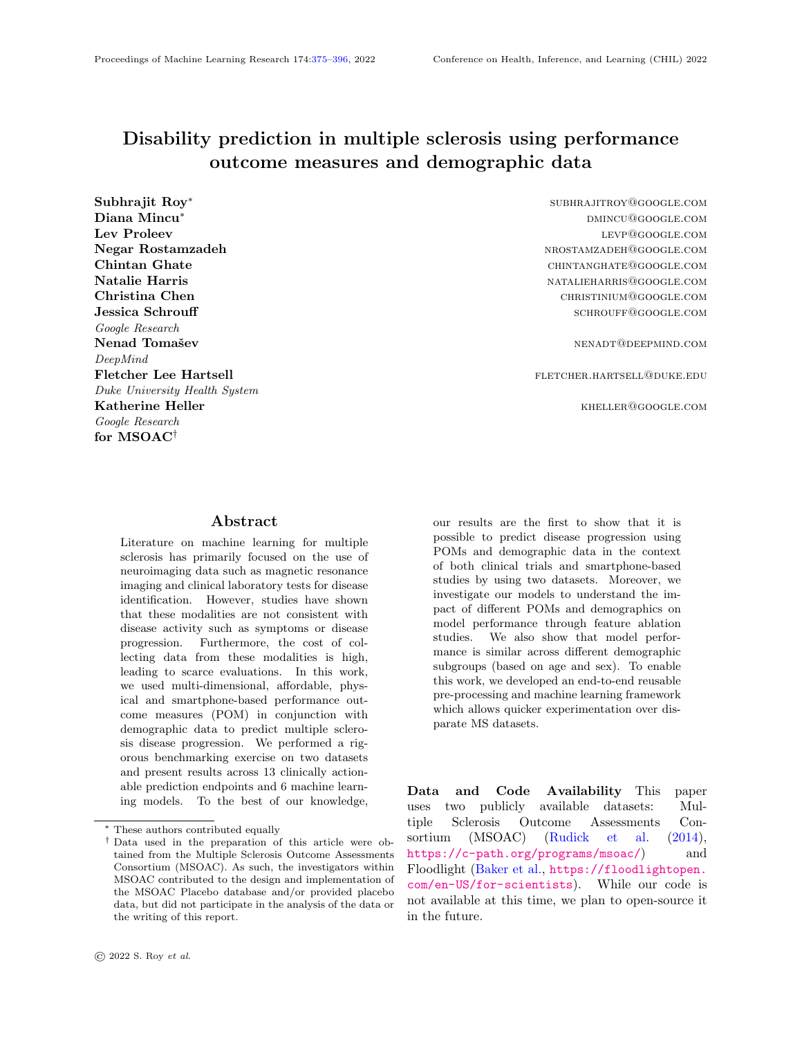# Disability prediction in multiple sclerosis using performance outcome measures and demographic data

**Subhrajit Roy*** SUBHRAJITROY@GOOGLE.COM
**Diana Mincu*** DMINCU@GOOGLE.COM
**Lev Proleev** LEVP@GOOGLE.COM
**Negar Rostamzadeh** NROSTAMZADEH@GOOGLE.COM
**Chintan Ghate** CHINTANGHATE@GOOGLE.COM
**Natalie Harris** NATALIEHARRIS@GOOGLE.COM
**Christina Chen** CHRISTINIUM@GOOGLE.COM
**Jessica Schrouff** SCHROUFF@GOOGLE.COM
*Google Research*
**Nenad Tomašev** NENADT@DEEPMIND.COM
*DeepMind*
**Fletcher Lee Hartsell** FLETCHER.HARTSELL@DUKE.EDU
*Duke University Health System*
**Katherine Heller** KHELLER@GOOGLE.COM
*Google Research*
**for MSOAC**†

## Abstract

Literature on machine learning for multiple sclerosis has primarily focused on the use of neuroimaging data such as magnetic resonance imaging and clinical laboratory tests for disease identification. However, studies have shown that these modalities are not consistent with disease activity such as symptoms or disease progression. Furthermore, the cost of collecting data from these modalities is high, leading to scarce evaluations. In this work, we used multi-dimensional, affordable, physical and smartphone-based performance outcome measures (POM) in conjunction with demographic data to predict multiple sclerosis disease progression. We performed a rigorous benchmarking exercise on two datasets and present results across 13 clinically actionable prediction endpoints and 6 machine learning models. To the best of our knowledge, our results are the first to show that it is possible to predict disease progression using POMs and demographic data in the context of both clinical trials and smartphone-based studies by using two datasets. Moreover, we investigate our models to understand the impact of different POMs and demographics on model performance through feature ablation studies. We also show that model performance is similar across different demographic subgroups (based on age and sex). To enable this work, we developed an end-to-end reusable pre-processing and machine learning framework which allows quicker experimentation over disparate MS datasets.

**Data and Code Availability** This paper uses two publicly available datasets: Multiple Sclerosis Outcome Assessments Consortium (MSOAC) (Rudick et al. (2014), https://c-path.org/programs/msoac/) and Floodlight (Baker et al., https://floodlightopen.com/en-US/for-scientists). While our code is not available at this time, we plan to open-source it in the future.

---

\* These authors contributed equally

† Data used in the preparation of this article were obtained from the Multiple Sclerosis Outcome Assessments Consortium (MSOAC). As such, the investigators within MSOAC contributed to the design and implementation of the MSOAC Placebo database and/or provided placebo data, but did not participate in the analysis of the data or the writing of this report.

© 2022 S. Roy *et al.*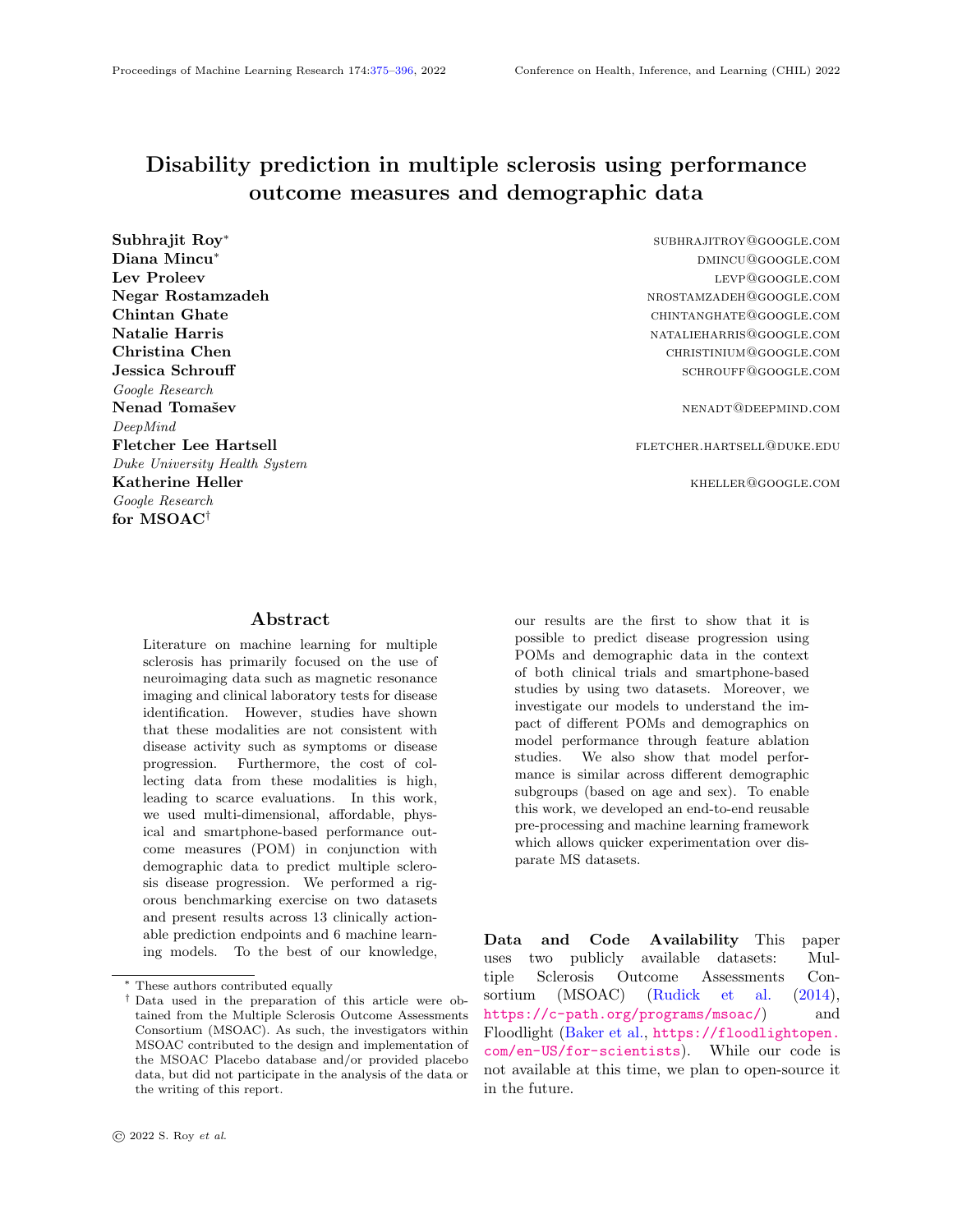# Disability prediction in multiple sclerosis using performance outcome measures and demographic data

**Subhrajit Roy**[*] SUBHRAJITROY@GOOGLE.COM
**Diana Mincu**[*] DMINCU@GOOGLE.COM
**Lev Proleev** LEVP@GOOGLE.COM
**Negar Rostamzadeh** NROSTAMZADEH@GOOGLE.COM
**Chintan Ghate** CHINTANGHATE@GOOGLE.COM
**Natalie Harris** NATALIEHARRIS@GOOGLE.COM
**Christina Chen** CHRISTINIUM@GOOGLE.COM
**Jessica Schrouff** SCHROUFF@GOOGLE.COM
*Google Research*
**Nenad Tomašev** NENADT@DEEPMIND.COM
*DeepMind*
**Fletcher Lee Hartsell** FLETCHER.HARTSELL@DUKE.EDU
*Duke University Health System*
**Katherine Heller** KHELLER@GOOGLE.COM
*Google Research*
**for MSOAC**[†]

## Abstract

Literature on machine learning for multiple sclerosis has primarily focused on the use of neuroimaging data such as magnetic resonance imaging and clinical laboratory tests for disease identification. However, studies have shown that these modalities are not consistent with disease activity such as symptoms or disease progression. Furthermore, the cost of collecting data from these modalities is high, leading to scarce evaluations. In this work, we used multi-dimensional, affordable, physical and smartphone-based performance outcome measures (POM) in conjunction with demographic data to predict multiple sclerosis disease progression. We performed a rigorous benchmarking exercise on two datasets and present results across 13 clinically actionable prediction endpoints and 6 machine learning models. To the best of our knowledge, our results are the first to show that it is possible to predict disease progression using POMs and demographic data in the context of both clinical trials and smartphone-based studies by using two datasets. Moreover, we investigate our models to understand the impact of different POMs and demographics on model performance through feature ablation studies. We also show that model performance is similar across different demographic subgroups (based on age and sex). To enable this work, we developed an end-to-end reusable pre-processing and machine learning framework which allows quicker experimentation over disparate MS datasets.

**Data and Code Availability** This paper uses two publicly available datasets: Multiple Sclerosis Outcome Assessments Consortium (MSOAC) (Rudick et al. (2014), https://c-path.org/programs/msoac/) and Floodlight (Baker et al., https://floodlightopen.com/en-US/for-scientists). While our code is not available at this time, we plan to open-source it in the future.

[*] These authors contributed equally

[†] Data used in the preparation of this article were obtained from the Multiple Sclerosis Outcome Assessments Consortium (MSOAC). As such, the investigators within MSOAC contributed to the design and implementation of the MSOAC Placebo database and/or provided placebo data, but did not participate in the analysis of the data or the writing of this report.

© 2022 S. Roy *et al.*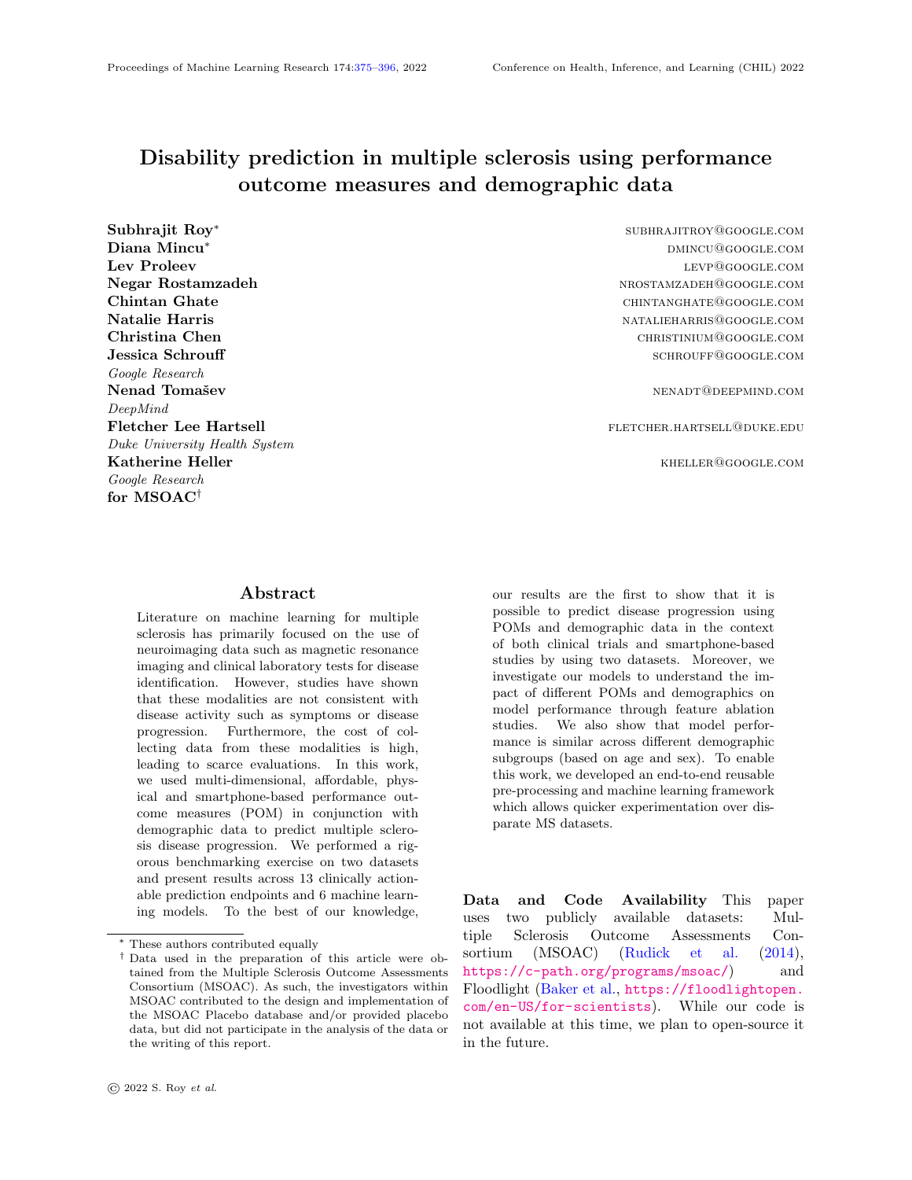# Disability prediction in multiple sclerosis using performance outcome measures and demographic data

**Subhrajit Roy**[*] SUBHRAJITROY@GOOGLE.COM
**Diana Mincu**[*] DMINCU@GOOGLE.COM
**Lev Proleev** LEVP@GOOGLE.COM
**Negar Rostamzadeh** NROSTAMZADEH@GOOGLE.COM
**Chintan Ghate** CHINTANGHATE@GOOGLE.COM
**Natalie Harris** NATALIEHARRIS@GOOGLE.COM
**Christina Chen** CHRISTINIUM@GOOGLE.COM
**Jessica Schrouff** SCHROUFF@GOOGLE.COM
*Google Research*
**Nenad Tomašev** NENADT@DEEPMIND.COM
*DeepMind*
**Fletcher Lee Hartsell** FLETCHER.HARTSELL@DUKE.EDU
*Duke University Health System*
**Katherine Heller** KHELLER@GOOGLE.COM
*Google Research*
**for MSOAC**[†]

## Abstract

Literature on machine learning for multiple sclerosis has primarily focused on the use of neuroimaging data such as magnetic resonance imaging and clinical laboratory tests for disease identification. However, studies have shown that these modalities are not consistent with disease activity such as symptoms or disease progression. Furthermore, the cost of collecting data from these modalities is high, leading to scarce evaluations. In this work, we used multi-dimensional, affordable, physical and smartphone-based performance outcome measures (POM) in conjunction with demographic data to predict multiple sclerosis disease progression. We performed a rigorous benchmarking exercise on two datasets and present results across 13 clinically actionable prediction endpoints and 6 machine learning models. To the best of our knowledge, our results are the first to show that it is possible to predict disease progression using POMs and demographic data in the context of both clinical trials and smartphone-based studies by using two datasets. Moreover, we investigate our models to understand the impact of different POMs and demographics on model performance through feature ablation studies. We also show that model performance is similar across different demographic subgroups (based on age and sex). To enable this work, we developed an end-to-end reusable pre-processing and machine learning framework which allows quicker experimentation over disparate MS datasets.

**Data and Code Availability** This paper uses two publicly available datasets: Multiple Sclerosis Outcome Assessments Consortium (MSOAC) (Rudick et al. (2014), https://c-path.org/programs/msoac/) and Floodlight (Baker et al., https://floodlightopen.com/en-US/for-scientists). While our code is not available at this time, we plan to open-source it in the future.

[*] These authors contributed equally

[†] Data used in the preparation of this article were obtained from the Multiple Sclerosis Outcome Assessments Consortium (MSOAC). As such, the investigators within MSOAC contributed to the design and implementation of the MSOAC Placebo database and/or provided placebo data, but did not participate in the analysis of the data or the writing of this report.

© 2022 S. Roy *et al.*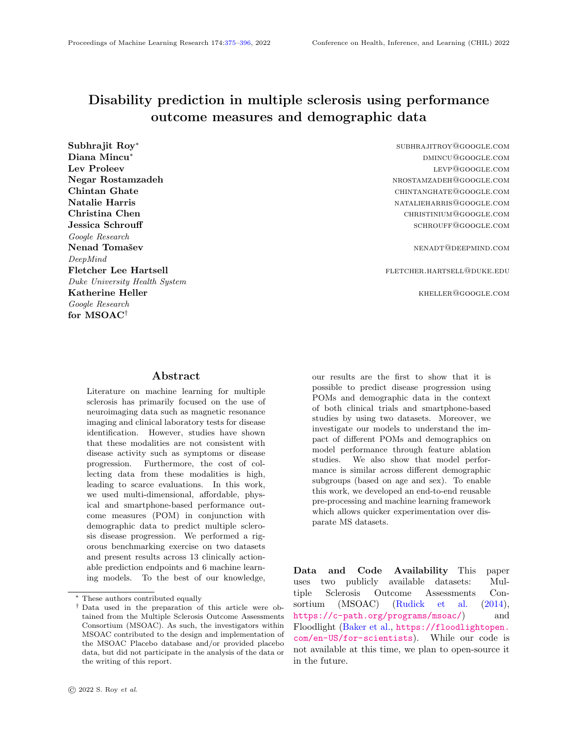# Disability prediction in multiple sclerosis using performance outcome measures and demographic data

**Subhrajit Roy**[*] SUBHRAJITROY@GOOGLE.COM
**Diana Mincu**[*] DMINCU@GOOGLE.COM
**Lev Proleev** LEVP@GOOGLE.COM
**Negar Rostamzadeh** NROSTAMZADEH@GOOGLE.COM
**Chintan Ghate** CHINTANGHATE@GOOGLE.COM
**Natalie Harris** NATALIEHARRIS@GOOGLE.COM
**Christina Chen** CHRISTINIUM@GOOGLE.COM
**Jessica Schrouff** SCHROUFF@GOOGLE.COM
*Google Research*
**Nenad Tomašev** NENADT@DEEPMIND.COM
*DeepMind*
**Fletcher Lee Hartsell** FLETCHER.HARTSELL@DUKE.EDU
*Duke University Health System*
**Katherine Heller** KHELLER@GOOGLE.COM
*Google Research*
**for MSOAC**[†]

## Abstract

Literature on machine learning for multiple sclerosis has primarily focused on the use of neuroimaging data such as magnetic resonance imaging and clinical laboratory tests for disease identification. However, studies have shown that these modalities are not consistent with disease activity such as symptoms or disease progression. Furthermore, the cost of collecting data from these modalities is high, leading to scarce evaluations. In this work, we used multi-dimensional, affordable, physical and smartphone-based performance outcome measures (POM) in conjunction with demographic data to predict multiple sclerosis disease progression. We performed a rigorous benchmarking exercise on two datasets and present results across 13 clinically actionable prediction endpoints and 6 machine learning models. To the best of our knowledge, our results are the first to show that it is possible to predict disease progression using POMs and demographic data in the context of both clinical trials and smartphone-based studies by using two datasets. Moreover, we investigate our models to understand the impact of different POMs and demographics on model performance through feature ablation studies. We also show that model performance is similar across different demographic subgroups (based on age and sex). To enable this work, we developed an end-to-end reusable pre-processing and machine learning framework which allows quicker experimentation over disparate MS datasets.

**Data and Code Availability** This paper uses two publicly available datasets: Multiple Sclerosis Outcome Assessments Consortium (MSOAC) (Rudick et al. (2014), https://c-path.org/programs/msoac/) and Floodlight (Baker et al., https://floodlightopen.com/en-US/for-scientists). While our code is not available at this time, we plan to open-source it in the future.

[*] These authors contributed equally

[†] Data used in the preparation of this article were obtained from the Multiple Sclerosis Outcome Assessments Consortium (MSOAC). As such, the investigators within MSOAC contributed to the design and implementation of the MSOAC Placebo database and/or provided placebo data, but did not participate in the analysis of the data or the writing of this report.

© 2022 S. Roy *et al.*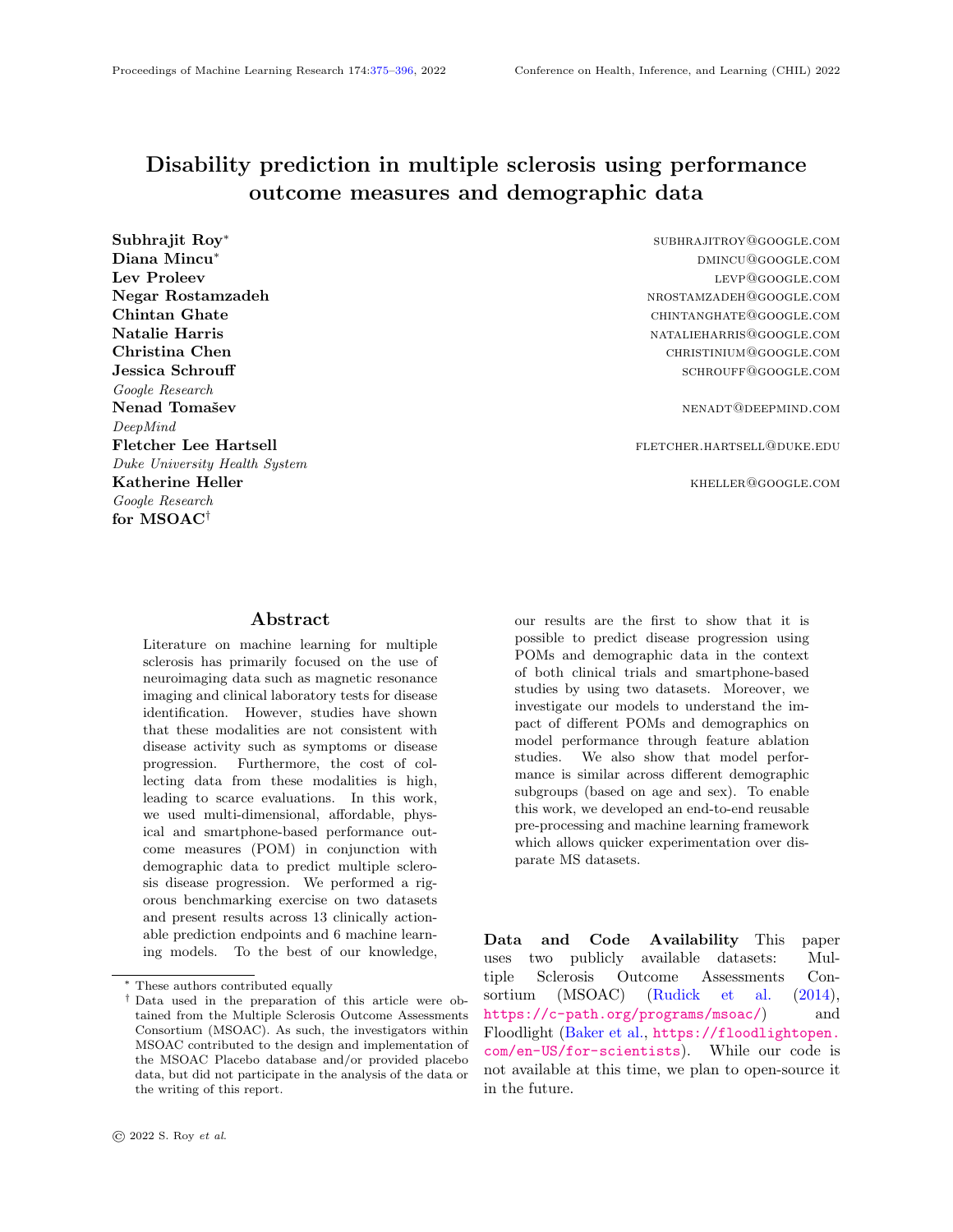# Disability prediction in multiple sclerosis using performance outcome measures and demographic data

**Subhrajit Roy*** SUBHRAJITROY@GOOGLE.COM
**Diana Mincu*** DMINCU@GOOGLE.COM
**Lev Proleev** LEVP@GOOGLE.COM
**Negar Rostamzadeh** NROSTAMZADEH@GOOGLE.COM
**Chintan Ghate** CHINTANGHATE@GOOGLE.COM
**Natalie Harris** NATALIEHARRIS@GOOGLE.COM
**Christina Chen** CHRISTINIUM@GOOGLE.COM
**Jessica Schrouff** SCHROUFF@GOOGLE.COM
*Google Research*
**Nenad Tomašev** NENADT@DEEPMIND.COM
*DeepMind*
**Fletcher Lee Hartsell** FLETCHER.HARTSELL@DUKE.EDU
*Duke University Health System*
**Katherine Heller** KHELLER@GOOGLE.COM
*Google Research*
**for MSOAC†**

## Abstract

Literature on machine learning for multiple sclerosis has primarily focused on the use of neuroimaging data such as magnetic resonance imaging and clinical laboratory tests for disease identification. However, studies have shown that these modalities are not consistent with disease activity such as symptoms or disease progression. Furthermore, the cost of collecting data from these modalities is high, leading to scarce evaluations. In this work, we used multi-dimensional, affordable, physical and smartphone-based performance outcome measures (POM) in conjunction with demographic data to predict multiple sclerosis disease progression. We performed a rigorous benchmarking exercise on two datasets and present results across 13 clinically actionable prediction endpoints and 6 machine learning models. To the best of our knowledge, our results are the first to show that it is possible to predict disease progression using POMs and demographic data in the context of both clinical trials and smartphone-based studies by using two datasets. Moreover, we investigate our models to understand the impact of different POMs and demographics on model performance through feature ablation studies. We also show that model performance is similar across different demographic subgroups (based on age and sex). To enable this work, we developed an end-to-end reusable pre-processing and machine learning framework which allows quicker experimentation over disparate MS datasets.

**Data and Code Availability** This paper uses two publicly available datasets: Multiple Sclerosis Outcome Assessments Consortium (MSOAC) (Rudick et al. (2014), https://c-path.org/programs/msoac/) and Floodlight (Baker et al., https://floodlightopen.com/en-US/for-scientists). While our code is not available at this time, we plan to open-source it in the future.

---

\* These authors contributed equally

† Data used in the preparation of this article were obtained from the Multiple Sclerosis Outcome Assessments Consortium (MSOAC). As such, the investigators within MSOAC contributed to the design and implementation of the MSOAC Placebo database and/or provided placebo data, but did not participate in the analysis of the data or the writing of this report.

© 2022 S. Roy *et al.*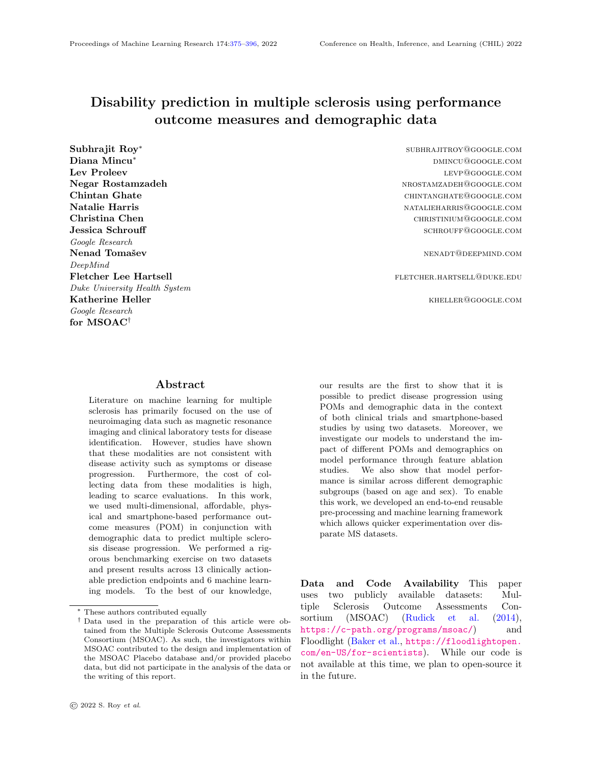# Disability prediction in multiple sclerosis using performance outcome measures and demographic data

**Subhrajit Roy**[*] SUBHRAJITROY@GOOGLE.COM
**Diana Mincu**[*] DMINCU@GOOGLE.COM
**Lev Proleev** LEVP@GOOGLE.COM
**Negar Rostamzadeh** NROSTAMZADEH@GOOGLE.COM
**Chintan Ghate** CHINTANGHATE@GOOGLE.COM
**Natalie Harris** NATALIEHARRIS@GOOGLE.COM
**Christina Chen** CHRISTINIUM@GOOGLE.COM
**Jessica Schrouff** SCHROUFF@GOOGLE.COM
*Google Research*
**Nenad Tomašev** NENADT@DEEPMIND.COM
*DeepMind*
**Fletcher Lee Hartsell** FLETCHER.HARTSELL@DUKE.EDU
*Duke University Health System*
**Katherine Heller** KHELLER@GOOGLE.COM
*Google Research*
**for MSOAC**[†]

## Abstract

Literature on machine learning for multiple sclerosis has primarily focused on the use of neuroimaging data such as magnetic resonance imaging and clinical laboratory tests for disease identification. However, studies have shown that these modalities are not consistent with disease activity such as symptoms or disease progression. Furthermore, the cost of collecting data from these modalities is high, leading to scarce evaluations. In this work, we used multi-dimensional, affordable, physical and smartphone-based performance outcome measures (POM) in conjunction with demographic data to predict multiple sclerosis disease progression. We performed a rigorous benchmarking exercise on two datasets and present results across 13 clinically actionable prediction endpoints and 6 machine learning models. To the best of our knowledge, our results are the first to show that it is possible to predict disease progression using POMs and demographic data in the context of both clinical trials and smartphone-based studies by using two datasets. Moreover, we investigate our models to understand the impact of different POMs and demographics on model performance through feature ablation studies. We also show that model performance is similar across different demographic subgroups (based on age and sex). To enable this work, we developed an end-to-end reusable pre-processing and machine learning framework which allows quicker experimentation over disparate MS datasets.

**Data and Code Availability** This paper uses two publicly available datasets: Multiple Sclerosis Outcome Assessments Consortium (MSOAC) (Rudick et al. (2014), https://c-path.org/programs/msoac/) and Floodlight (Baker et al., https://floodlightopen.com/en-US/for-scientists). While our code is not available at this time, we plan to open-source it in the future.

[*] These authors contributed equally

[†] Data used in the preparation of this article were obtained from the Multiple Sclerosis Outcome Assessments Consortium (MSOAC). As such, the investigators within MSOAC contributed to the design and implementation of the MSOAC Placebo database and/or provided placebo data, but did not participate in the analysis of the data or the writing of this report.

© 2022 S. Roy *et al.*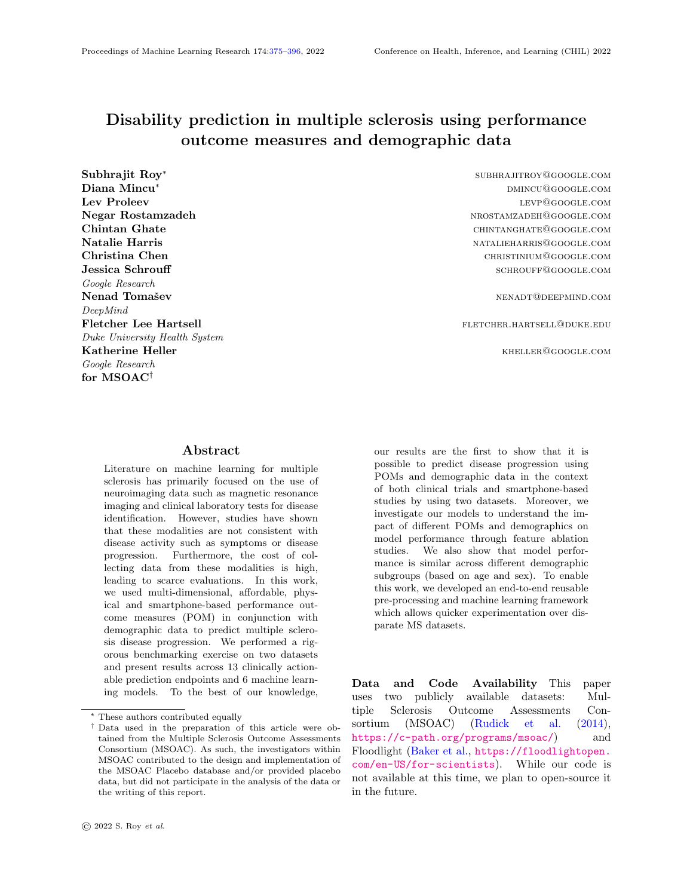# Disability prediction in multiple sclerosis using performance outcome measures and demographic data

**Subhrajit Roy**[*] SUBHRAJITROY@GOOGLE.COM
**Diana Mincu**[*] DMINCU@GOOGLE.COM
**Lev Proleev** LEVP@GOOGLE.COM
**Negar Rostamzadeh** NROSTAMZADEH@GOOGLE.COM
**Chintan Ghate** CHINTANGHATE@GOOGLE.COM
**Natalie Harris** NATALIEHARRIS@GOOGLE.COM
**Christina Chen** CHRISTINIUM@GOOGLE.COM
**Jessica Schrouff** SCHROUFF@GOOGLE.COM
*Google Research*
**Nenad Tomašev** NENADT@DEEPMIND.COM
*DeepMind*
**Fletcher Lee Hartsell** FLETCHER.HARTSELL@DUKE.EDU
*Duke University Health System*
**Katherine Heller** KHELLER@GOOGLE.COM
*Google Research*
**for MSOAC**[†]

## Abstract

Literature on machine learning for multiple sclerosis has primarily focused on the use of neuroimaging data such as magnetic resonance imaging and clinical laboratory tests for disease identification. However, studies have shown that these modalities are not consistent with disease activity such as symptoms or disease progression. Furthermore, the cost of collecting data from these modalities is high, leading to scarce evaluations. In this work, we used multi-dimensional, affordable, physical and smartphone-based performance outcome measures (POM) in conjunction with demographic data to predict multiple sclerosis disease progression. We performed a rigorous benchmarking exercise on two datasets and present results across 13 clinically actionable prediction endpoints and 6 machine learning models. To the best of our knowledge, our results are the first to show that it is possible to predict disease progression using POMs and demographic data in the context of both clinical trials and smartphone-based studies by using two datasets. Moreover, we investigate our models to understand the impact of different POMs and demographics on model performance through feature ablation studies. We also show that model performance is similar across different demographic subgroups (based on age and sex). To enable this work, we developed an end-to-end reusable pre-processing and machine learning framework which allows quicker experimentation over disparate MS datasets.

**Data and Code Availability** This paper uses two publicly available datasets: Multiple Sclerosis Outcome Assessments Consortium (MSOAC) (Rudick et al. (2014), https://c-path.org/programs/msoac/) and Floodlight (Baker et al., https://floodlightopen.com/en-US/for-scientists). While our code is not available at this time, we plan to open-source it in the future.

[*] These authors contributed equally

[†] Data used in the preparation of this article were obtained from the Multiple Sclerosis Outcome Assessments Consortium (MSOAC). As such, the investigators within MSOAC contributed to the design and implementation of the MSOAC Placebo database and/or provided placebo data, but did not participate in the analysis of the data or the writing of this report.

© 2022 S. Roy *et al.*